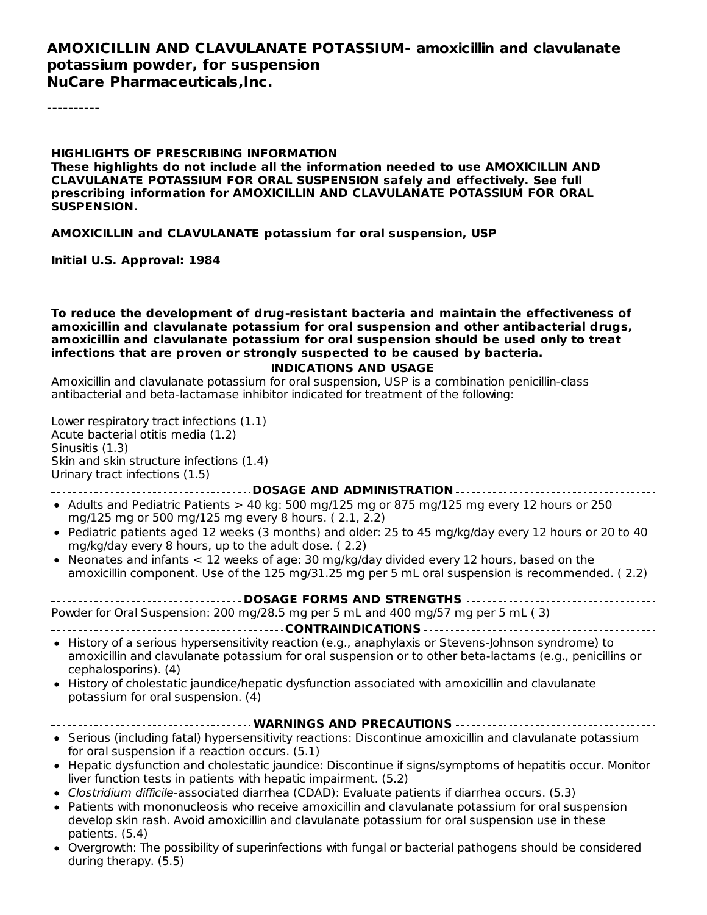# AMOXICILLIN AND CLAVULANATE POTASSIUM- amoxicillin and clavulanate potassium powder, for suspension
**NuCare Pharmaceuticals,Inc.**

----------

**HIGHLIGHTS OF PRESCRIBING INFORMATION**
**These highlights do not include all the information needed to use AMOXICILLIN AND CLAVULANATE POTASSIUM FOR ORAL SUSPENSION safely and effectively. See full prescribing information for AMOXICILLIN AND CLAVULANATE POTASSIUM FOR ORAL SUSPENSION.**

**AMOXICILLIN and CLAVULANATE potassium for oral suspension, USP**

**Initial U.S. Approval: 1984**

**To reduce the development of drug-resistant bacteria and maintain the effectiveness of amoxicillin and clavulanate potassium for oral suspension and other antibacterial drugs, amoxicillin and clavulanate potassium for oral suspension should be used only to treat infections that are proven or strongly suspected to be caused by bacteria.**

## INDICATIONS AND USAGE

Amoxicillin and clavulanate potassium for oral suspension, USP is a combination penicillin-class antibacterial and beta-lactamase inhibitor indicated for treatment of the following:

Lower respiratory tract infections (1.1)
Acute bacterial otitis media (1.2)
Sinusitis (1.3)
Skin and skin structure infections (1.4)
Urinary tract infections (1.5)

## DOSAGE AND ADMINISTRATION

- Adults and Pediatric Patients > 40 kg: 500 mg/125 mg or 875 mg/125 mg every 12 hours or 250 mg/125 mg or 500 mg/125 mg every 8 hours. ( 2.1, 2.2)
- Pediatric patients aged 12 weeks (3 months) and older: 25 to 45 mg/kg/day every 12 hours or 20 to 40 mg/kg/day every 8 hours, up to the adult dose. ( 2.2)
- Neonates and infants < 12 weeks of age: 30 mg/kg/day divided every 12 hours, based on the amoxicillin component. Use of the 125 mg/31.25 mg per 5 mL oral suspension is recommended. ( 2.2)

## DOSAGE FORMS AND STRENGTHS

Powder for Oral Suspension: 200 mg/28.5 mg per 5 mL and 400 mg/57 mg per 5 mL ( 3)

## CONTRAINDICATIONS

- History of a serious hypersensitivity reaction (e.g., anaphylaxis or Stevens-Johnson syndrome) to amoxicillin and clavulanate potassium for oral suspension or to other beta-lactams (e.g., penicillins or cephalosporins). (4)
- History of cholestatic jaundice/hepatic dysfunction associated with amoxicillin and clavulanate potassium for oral suspension. (4)

## WARNINGS AND PRECAUTIONS

- Serious (including fatal) hypersensitivity reactions: Discontinue amoxicillin and clavulanate potassium for oral suspension if a reaction occurs. (5.1)
- Hepatic dysfunction and cholestatic jaundice: Discontinue if signs/symptoms of hepatitis occur. Monitor liver function tests in patients with hepatic impairment. (5.2)
- *Clostridium difficile*-associated diarrhea (CDAD): Evaluate patients if diarrhea occurs. (5.3)
- Patients with mononucleosis who receive amoxicillin and clavulanate potassium for oral suspension develop skin rash. Avoid amoxicillin and clavulanate potassium for oral suspension use in these patients. (5.4)
- Overgrowth: The possibility of superinfections with fungal or bacterial pathogens should be considered during therapy. (5.5)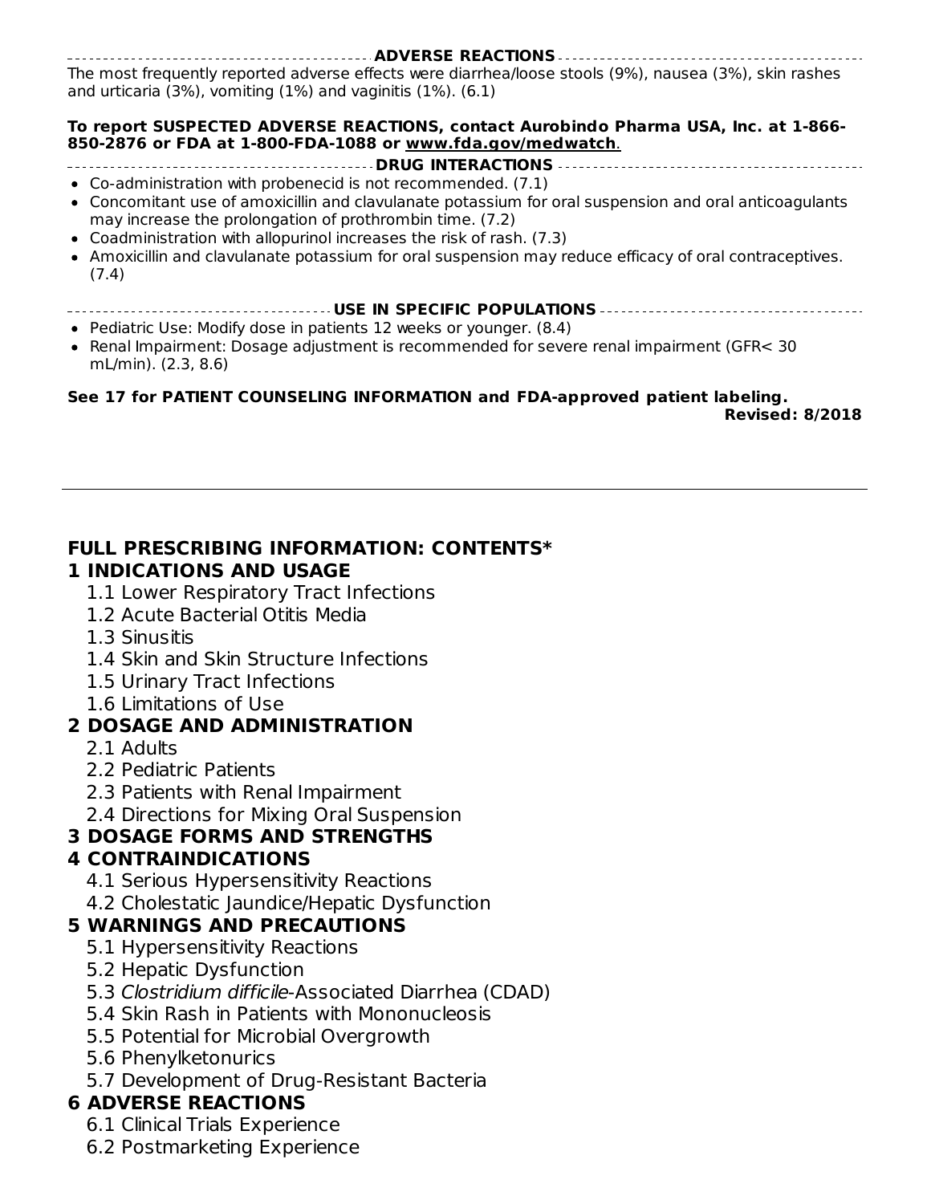**ADVERSE REACTIONS**

The most frequently reported adverse effects were diarrhea/loose stools (9%), nausea (3%), skin rashes and urticaria (3%), vomiting (1%) and vaginitis (1%). (6.1)

**To report SUSPECTED ADVERSE REACTIONS, contact Aurobindo Pharma USA, Inc. at 1-866-850-2876 or FDA at 1-800-FDA-1088 or www.fda.gov/medwatch.**

**DRUG INTERACTIONS**

- Co-administration with probenecid is not recommended. (7.1)
- Concomitant use of amoxicillin and clavulanate potassium for oral suspension and oral anticoagulants may increase the prolongation of prothrombin time. (7.2)
- Coadministration with allopurinol increases the risk of rash. (7.3)
- Amoxicillin and clavulanate potassium for oral suspension may reduce efficacy of oral contraceptives. (7.4)

**USE IN SPECIFIC POPULATIONS**

- Pediatric Use: Modify dose in patients 12 weeks or younger. (8.4)
- Renal Impairment: Dosage adjustment is recommended for severe renal impairment (GFR< 30 mL/min). (2.3, 8.6)

**See 17 for PATIENT COUNSELING INFORMATION and FDA-approved patient labeling.**

**Revised: 8/2018**

---

## FULL PRESCRIBING INFORMATION: CONTENTS*

**1 INDICATIONS AND USAGE**
- 1.1 Lower Respiratory Tract Infections
- 1.2 Acute Bacterial Otitis Media
- 1.3 Sinusitis
- 1.4 Skin and Skin Structure Infections
- 1.5 Urinary Tract Infections
- 1.6 Limitations of Use

**2 DOSAGE AND ADMINISTRATION**
- 2.1 Adults
- 2.2 Pediatric Patients
- 2.3 Patients with Renal Impairment
- 2.4 Directions for Mixing Oral Suspension

**3 DOSAGE FORMS AND STRENGTHS**

**4 CONTRAINDICATIONS**
- 4.1 Serious Hypersensitivity Reactions
- 4.2 Cholestatic Jaundice/Hepatic Dysfunction

**5 WARNINGS AND PRECAUTIONS**
- 5.1 Hypersensitivity Reactions
- 5.2 Hepatic Dysfunction
- 5.3 *Clostridium difficile*-Associated Diarrhea (CDAD)
- 5.4 Skin Rash in Patients with Mononucleosis
- 5.5 Potential for Microbial Overgrowth
- 5.6 Phenylketonurics
- 5.7 Development of Drug-Resistant Bacteria

**6 ADVERSE REACTIONS**
- 6.1 Clinical Trials Experience
- 6.2 Postmarketing Experience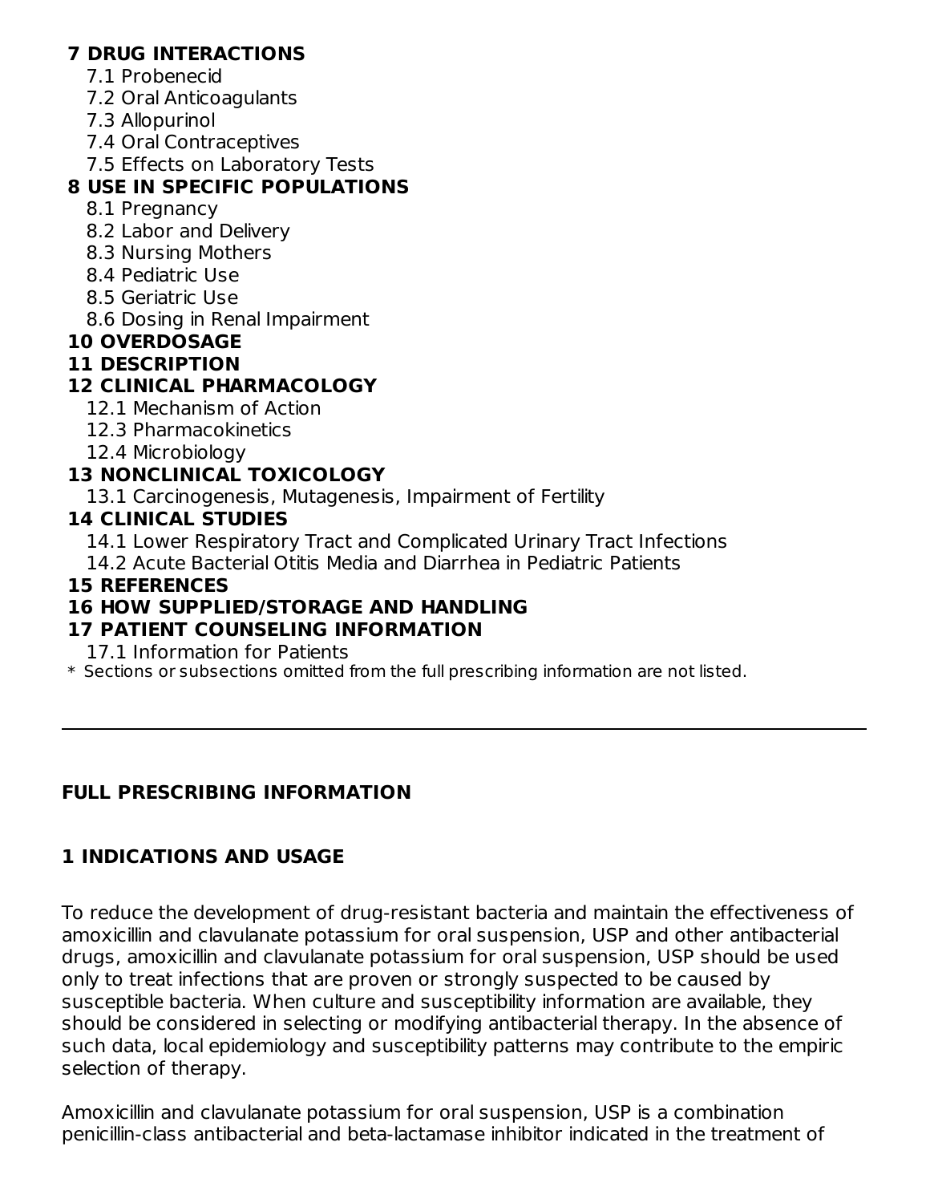**7 DRUG INTERACTIONS**
- 7.1 Probenecid
- 7.2 Oral Anticoagulants
- 7.3 Allopurinol
- 7.4 Oral Contraceptives
- 7.5 Effects on Laboratory Tests

**8 USE IN SPECIFIC POPULATIONS**
- 8.1 Pregnancy
- 8.2 Labor and Delivery
- 8.3 Nursing Mothers
- 8.4 Pediatric Use
- 8.5 Geriatric Use
- 8.6 Dosing in Renal Impairment

**10 OVERDOSAGE**

**11 DESCRIPTION**

**12 CLINICAL PHARMACOLOGY**
- 12.1 Mechanism of Action
- 12.3 Pharmacokinetics
- 12.4 Microbiology

**13 NONCLINICAL TOXICOLOGY**
- 13.1 Carcinogenesis, Mutagenesis, Impairment of Fertility

**14 CLINICAL STUDIES**
- 14.1 Lower Respiratory Tract and Complicated Urinary Tract Infections
- 14.2 Acute Bacterial Otitis Media and Diarrhea in Pediatric Patients

**15 REFERENCES**

**16 HOW SUPPLIED/STORAGE AND HANDLING**

**17 PATIENT COUNSELING INFORMATION**
- 17.1 Information for Patients

\* Sections or subsections omitted from the full prescribing information are not listed.

---

## FULL PRESCRIBING INFORMATION

### 1 INDICATIONS AND USAGE

To reduce the development of drug-resistant bacteria and maintain the effectiveness of amoxicillin and clavulanate potassium for oral suspension, USP and other antibacterial drugs, amoxicillin and clavulanate potassium for oral suspension, USP should be used only to treat infections that are proven or strongly suspected to be caused by susceptible bacteria. When culture and susceptibility information are available, they should be considered in selecting or modifying antibacterial therapy. In the absence of such data, local epidemiology and susceptibility patterns may contribute to the empiric selection of therapy.

Amoxicillin and clavulanate potassium for oral suspension, USP is a combination penicillin-class antibacterial and beta-lactamase inhibitor indicated in the treatment of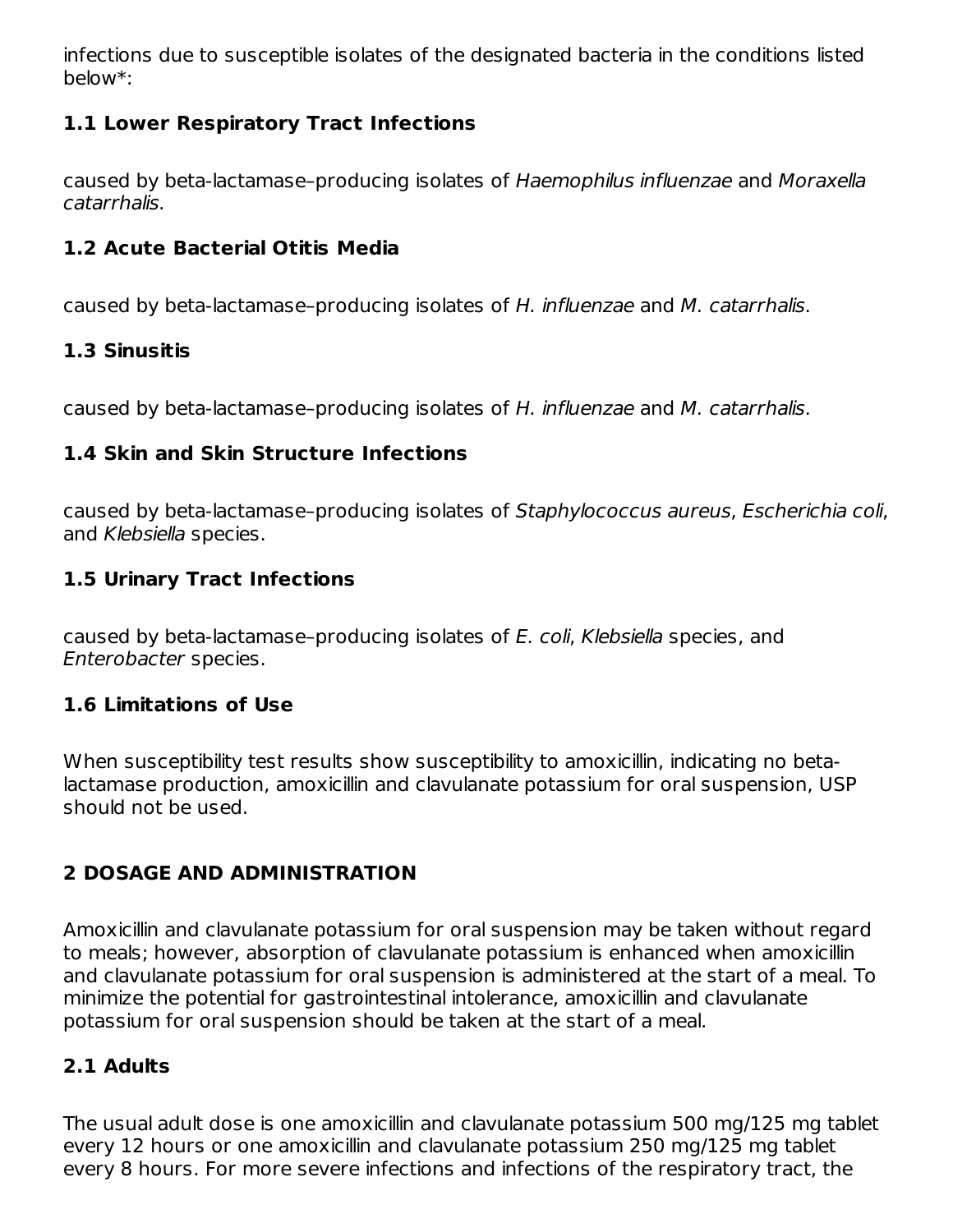infections due to susceptible isolates of the designated bacteria in the conditions listed below*:

### 1.1 Lower Respiratory Tract Infections

caused by beta-lactamase–producing isolates of *Haemophilus influenzae* and *Moraxella catarrhalis*.

### 1.2 Acute Bacterial Otitis Media

caused by beta-lactamase–producing isolates of *H. influenzae* and *M. catarrhalis*.

### 1.3 Sinusitis

caused by beta-lactamase–producing isolates of *H. influenzae* and *M. catarrhalis*.

### 1.4 Skin and Skin Structure Infections

caused by beta-lactamase–producing isolates of *Staphylococcus aureus*, *Escherichia coli*, and *Klebsiella* species.

### 1.5 Urinary Tract Infections

caused by beta-lactamase–producing isolates of *E. coli*, *Klebsiella* species, and *Enterobacter* species.

### 1.6 Limitations of Use

When susceptibility test results show susceptibility to amoxicillin, indicating no beta-lactamase production, amoxicillin and clavulanate potassium for oral suspension, USP should not be used.

## 2 DOSAGE AND ADMINISTRATION

Amoxicillin and clavulanate potassium for oral suspension may be taken without regard to meals; however, absorption of clavulanate potassium is enhanced when amoxicillin and clavulanate potassium for oral suspension is administered at the start of a meal. To minimize the potential for gastrointestinal intolerance, amoxicillin and clavulanate potassium for oral suspension should be taken at the start of a meal.

### 2.1 Adults

The usual adult dose is one amoxicillin and clavulanate potassium 500 mg/125 mg tablet every 12 hours or one amoxicillin and clavulanate potassium 250 mg/125 mg tablet every 8 hours. For more severe infections and infections of the respiratory tract, the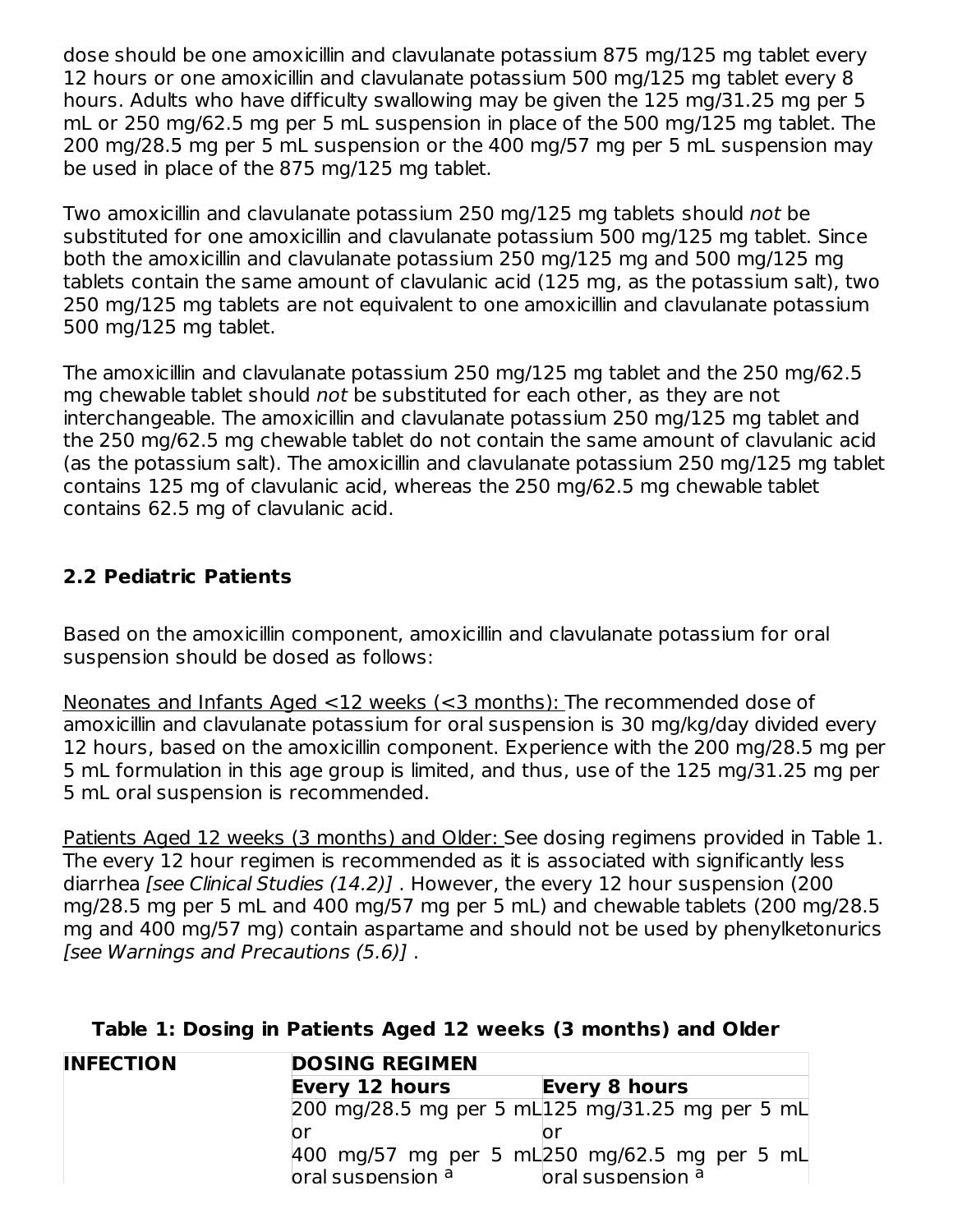dose should be one amoxicillin and clavulanate potassium 875 mg/125 mg tablet every 12 hours or one amoxicillin and clavulanate potassium 500 mg/125 mg tablet every 8 hours. Adults who have difficulty swallowing may be given the 125 mg/31.25 mg per 5 mL or 250 mg/62.5 mg per 5 mL suspension in place of the 500 mg/125 mg tablet. The 200 mg/28.5 mg per 5 mL suspension or the 400 mg/57 mg per 5 mL suspension may be used in place of the 875 mg/125 mg tablet.

Two amoxicillin and clavulanate potassium 250 mg/125 mg tablets should *not* be substituted for one amoxicillin and clavulanate potassium 500 mg/125 mg tablet. Since both the amoxicillin and clavulanate potassium 250 mg/125 mg and 500 mg/125 mg tablets contain the same amount of clavulanic acid (125 mg, as the potassium salt), two 250 mg/125 mg tablets are not equivalent to one amoxicillin and clavulanate potassium 500 mg/125 mg tablet.

The amoxicillin and clavulanate potassium 250 mg/125 mg tablet and the 250 mg/62.5 mg chewable tablet should *not* be substituted for each other, as they are not interchangeable. The amoxicillin and clavulanate potassium 250 mg/125 mg tablet and the 250 mg/62.5 mg chewable tablet do not contain the same amount of clavulanic acid (as the potassium salt). The amoxicillin and clavulanate potassium 250 mg/125 mg tablet contains 125 mg of clavulanic acid, whereas the 250 mg/62.5 mg chewable tablet contains 62.5 mg of clavulanic acid.

## 2.2 Pediatric Patients

Based on the amoxicillin component, amoxicillin and clavulanate potassium for oral suspension should be dosed as follows:

Neonates and Infants Aged <12 weeks (<3 months): The recommended dose of amoxicillin and clavulanate potassium for oral suspension is 30 mg/kg/day divided every 12 hours, based on the amoxicillin component. Experience with the 200 mg/28.5 mg per 5 mL formulation in this age group is limited, and thus, use of the 125 mg/31.25 mg per 5 mL oral suspension is recommended.

Patients Aged 12 weeks (3 months) and Older: See dosing regimens provided in Table 1. The every 12 hour regimen is recommended as it is associated with significantly less diarrhea *[see Clinical Studies (14.2)]* . However, the every 12 hour suspension (200 mg/28.5 mg per 5 mL and 400 mg/57 mg per 5 mL) and chewable tablets (200 mg/28.5 mg and 400 mg/57 mg) contain aspartame and should not be used by phenylketonurics *[see Warnings and Precautions (5.6)]* .

**Table 1: Dosing in Patients Aged 12 weeks (3 months) and Older**

| INFECTION | DOSING REGIMEN | |
|---|---|---|
| | Every 12 hours | Every 8 hours |
| | 200 mg/28.5 mg per 5 mL or 400 mg/57 mg per 5 mL oral suspension [a] | 125 mg/31.25 mg per 5 mL or 250 mg/62.5 mg per 5 mL oral suspension [a] |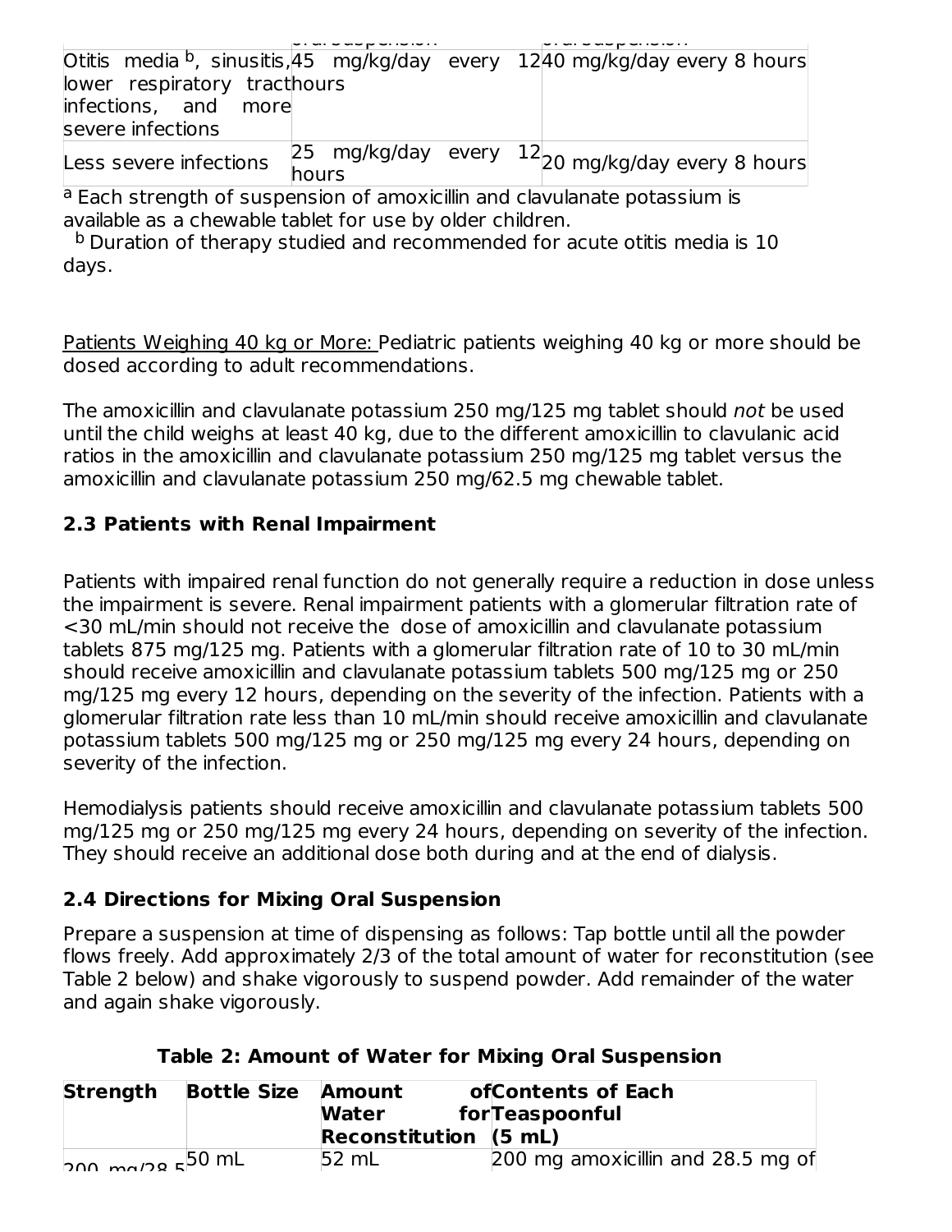| | oral suspension | oral suspension |
|---|---|---|
| Otitis media [b], sinusitis, lower respiratory tract infections, and more severe infections | 45 mg/kg/day every 12 hours | 40 mg/kg/day every 8 hours |
| Less severe infections | 25 mg/kg/day every 12 hours | 20 mg/kg/day every 8 hours |

[a] Each strength of suspension of amoxicillin and clavulanate potassium is available as a chewable tablet for use by older children.

[b] Duration of therapy studied and recommended for acute otitis media is 10 days.

Patients Weighing 40 kg or More: Pediatric patients weighing 40 kg or more should be dosed according to adult recommendations.

The amoxicillin and clavulanate potassium 250 mg/125 mg tablet should *not* be used until the child weighs at least 40 kg, due to the different amoxicillin to clavulanic acid ratios in the amoxicillin and clavulanate potassium 250 mg/125 mg tablet versus the amoxicillin and clavulanate potassium 250 mg/62.5 mg chewable tablet.

## 2.3 Patients with Renal Impairment

Patients with impaired renal function do not generally require a reduction in dose unless the impairment is severe. Renal impairment patients with a glomerular filtration rate of <30 mL/min should not receive the dose of amoxicillin and clavulanate potassium tablets 875 mg/125 mg. Patients with a glomerular filtration rate of 10 to 30 mL/min should receive amoxicillin and clavulanate potassium tablets 500 mg/125 mg or 250 mg/125 mg every 12 hours, depending on the severity of the infection. Patients with a glomerular filtration rate less than 10 mL/min should receive amoxicillin and clavulanate potassium tablets 500 mg/125 mg or 250 mg/125 mg every 24 hours, depending on severity of the infection.

Hemodialysis patients should receive amoxicillin and clavulanate potassium tablets 500 mg/125 mg or 250 mg/125 mg every 24 hours, depending on severity of the infection. They should receive an additional dose both during and at the end of dialysis.

## 2.4 Directions for Mixing Oral Suspension

Prepare a suspension at time of dispensing as follows: Tap bottle until all the powder flows freely. Add approximately 2/3 of the total amount of water for reconstitution (see Table 2 below) and shake vigorously to suspend powder. Add remainder of the water and again shake vigorously.

**Table 2: Amount of Water for Mixing Oral Suspension**

| Strength | Bottle Size | Amount of Water for Reconstitution | Contents of Each Teaspoonful (5 mL) |
|---|---|---|---|
| 200 mg/28.5 | 50 mL | 52 mL | 200 mg amoxicillin and 28.5 mg of |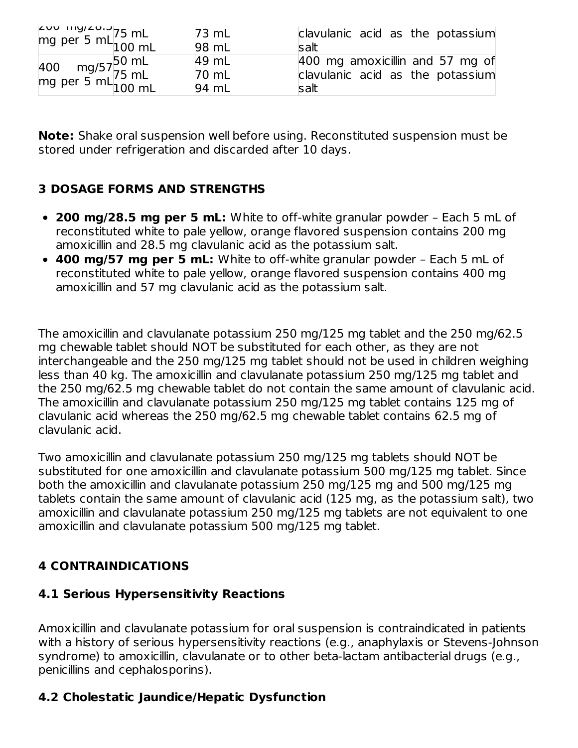| 200 mg/28.5 mg per 5 mL | 75 mL<br>100 mL | 73 mL<br>98 mL | clavulanic acid as the potassium salt |
|---|---|---|---|
| 400 mg/57 mg per 5 mL | 50 mL<br>75 mL<br>100 mL | 49 mL<br>70 mL<br>94 mL | 400 mg amoxicillin and 57 mg of clavulanic acid as the potassium salt |

**Note:** Shake oral suspension well before using. Reconstituted suspension must be stored under refrigeration and discarded after 10 days.

## 3 DOSAGE FORMS AND STRENGTHS

- **200 mg/28.5 mg per 5 mL:** White to off-white granular powder – Each 5 mL of reconstituted white to pale yellow, orange flavored suspension contains 200 mg amoxicillin and 28.5 mg clavulanic acid as the potassium salt.
- **400 mg/57 mg per 5 mL:** White to off-white granular powder – Each 5 mL of reconstituted white to pale yellow, orange flavored suspension contains 400 mg amoxicillin and 57 mg clavulanic acid as the potassium salt.

The amoxicillin and clavulanate potassium 250 mg/125 mg tablet and the 250 mg/62.5 mg chewable tablet should NOT be substituted for each other, as they are not interchangeable and the 250 mg/125 mg tablet should not be used in children weighing less than 40 kg. The amoxicillin and clavulanate potassium 250 mg/125 mg tablet and the 250 mg/62.5 mg chewable tablet do not contain the same amount of clavulanic acid. The amoxicillin and clavulanate potassium 250 mg/125 mg tablet contains 125 mg of clavulanic acid whereas the 250 mg/62.5 mg chewable tablet contains 62.5 mg of clavulanic acid.

Two amoxicillin and clavulanate potassium 250 mg/125 mg tablets should NOT be substituted for one amoxicillin and clavulanate potassium 500 mg/125 mg tablet. Since both the amoxicillin and clavulanate potassium 250 mg/125 mg and 500 mg/125 mg tablets contain the same amount of clavulanic acid (125 mg, as the potassium salt), two amoxicillin and clavulanate potassium 250 mg/125 mg tablets are not equivalent to one amoxicillin and clavulanate potassium 500 mg/125 mg tablet.

## 4 CONTRAINDICATIONS

### 4.1 Serious Hypersensitivity Reactions

Amoxicillin and clavulanate potassium for oral suspension is contraindicated in patients with a history of serious hypersensitivity reactions (e.g., anaphylaxis or Stevens-Johnson syndrome) to amoxicillin, clavulanate or to other beta-lactam antibacterial drugs (e.g., penicillins and cephalosporins).

### 4.2 Cholestatic Jaundice/Hepatic Dysfunction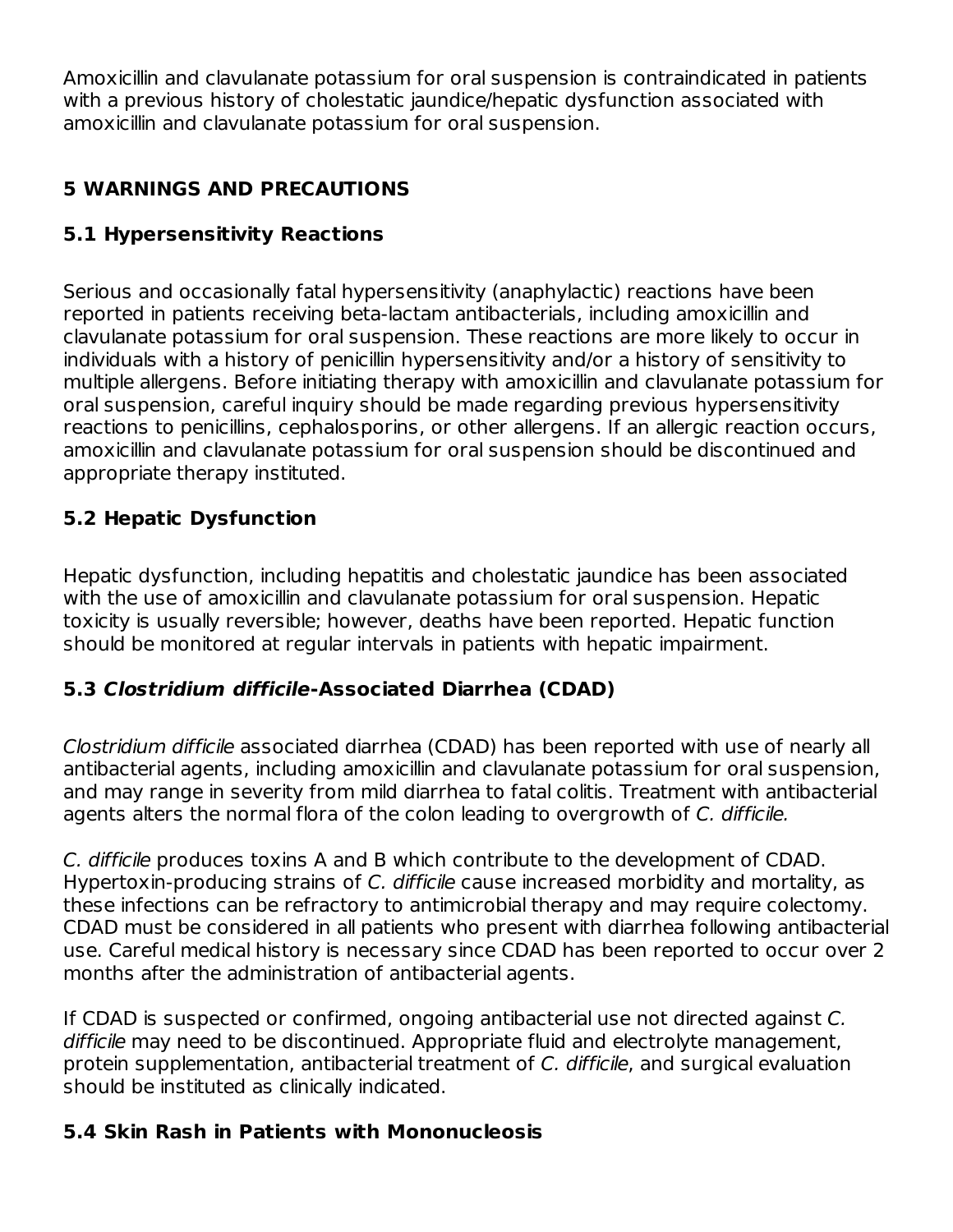Amoxicillin and clavulanate potassium for oral suspension is contraindicated in patients with a previous history of cholestatic jaundice/hepatic dysfunction associated with amoxicillin and clavulanate potassium for oral suspension.

## 5 WARNINGS AND PRECAUTIONS

### 5.1 Hypersensitivity Reactions

Serious and occasionally fatal hypersensitivity (anaphylactic) reactions have been reported in patients receiving beta-lactam antibacterials, including amoxicillin and clavulanate potassium for oral suspension. These reactions are more likely to occur in individuals with a history of penicillin hypersensitivity and/or a history of sensitivity to multiple allergens. Before initiating therapy with amoxicillin and clavulanate potassium for oral suspension, careful inquiry should be made regarding previous hypersensitivity reactions to penicillins, cephalosporins, or other allergens. If an allergic reaction occurs, amoxicillin and clavulanate potassium for oral suspension should be discontinued and appropriate therapy instituted.

### 5.2 Hepatic Dysfunction

Hepatic dysfunction, including hepatitis and cholestatic jaundice has been associated with the use of amoxicillin and clavulanate potassium for oral suspension. Hepatic toxicity is usually reversible; however, deaths have been reported. Hepatic function should be monitored at regular intervals in patients with hepatic impairment.

### 5.3 *Clostridium difficile*-Associated Diarrhea (CDAD)

*Clostridium difficile* associated diarrhea (CDAD) has been reported with use of nearly all antibacterial agents, including amoxicillin and clavulanate potassium for oral suspension, and may range in severity from mild diarrhea to fatal colitis. Treatment with antibacterial agents alters the normal flora of the colon leading to overgrowth of *C. difficile.*

*C. difficile* produces toxins A and B which contribute to the development of CDAD. Hypertoxin-producing strains of *C. difficile* cause increased morbidity and mortality, as these infections can be refractory to antimicrobial therapy and may require colectomy. CDAD must be considered in all patients who present with diarrhea following antibacterial use. Careful medical history is necessary since CDAD has been reported to occur over 2 months after the administration of antibacterial agents.

If CDAD is suspected or confirmed, ongoing antibacterial use not directed against *C. difficile* may need to be discontinued. Appropriate fluid and electrolyte management, protein supplementation, antibacterial treatment of *C. difficile*, and surgical evaluation should be instituted as clinically indicated.

### 5.4 Skin Rash in Patients with Mononucleosis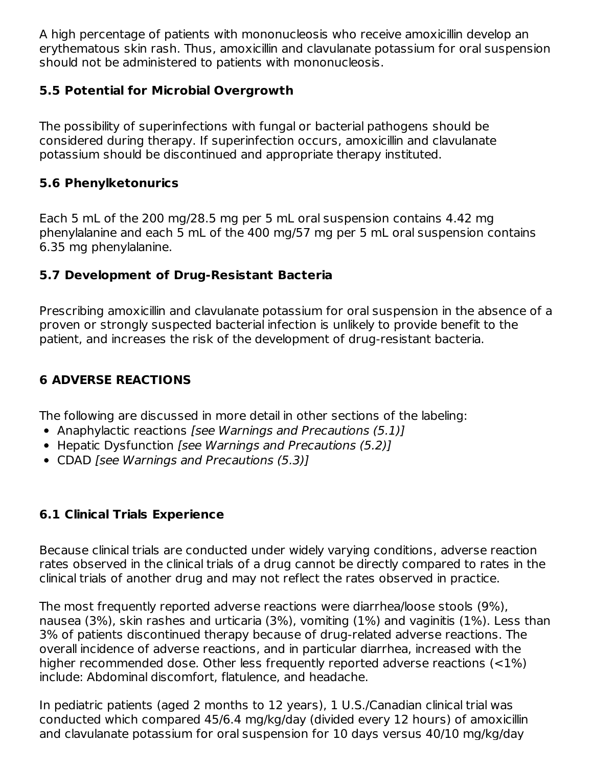A high percentage of patients with mononucleosis who receive amoxicillin develop an erythematous skin rash. Thus, amoxicillin and clavulanate potassium for oral suspension should not be administered to patients with mononucleosis.

### 5.5 Potential for Microbial Overgrowth

The possibility of superinfections with fungal or bacterial pathogens should be considered during therapy. If superinfection occurs, amoxicillin and clavulanate potassium should be discontinued and appropriate therapy instituted.

### 5.6 Phenylketonurics

Each 5 mL of the 200 mg/28.5 mg per 5 mL oral suspension contains 4.42 mg phenylalanine and each 5 mL of the 400 mg/57 mg per 5 mL oral suspension contains 6.35 mg phenylalanine.

### 5.7 Development of Drug-Resistant Bacteria

Prescribing amoxicillin and clavulanate potassium for oral suspension in the absence of a proven or strongly suspected bacterial infection is unlikely to provide benefit to the patient, and increases the risk of the development of drug-resistant bacteria.

## 6 ADVERSE REACTIONS

The following are discussed in more detail in other sections of the labeling:

- Anaphylactic reactions *[see Warnings and Precautions (5.1)]*
- Hepatic Dysfunction *[see Warnings and Precautions (5.2)]*
- CDAD *[see Warnings and Precautions (5.3)]*

### 6.1 Clinical Trials Experience

Because clinical trials are conducted under widely varying conditions, adverse reaction rates observed in the clinical trials of a drug cannot be directly compared to rates in the clinical trials of another drug and may not reflect the rates observed in practice.

The most frequently reported adverse reactions were diarrhea/loose stools (9%), nausea (3%), skin rashes and urticaria (3%), vomiting (1%) and vaginitis (1%). Less than 3% of patients discontinued therapy because of drug-related adverse reactions. The overall incidence of adverse reactions, and in particular diarrhea, increased with the higher recommended dose. Other less frequently reported adverse reactions (<1%) include: Abdominal discomfort, flatulence, and headache.

In pediatric patients (aged 2 months to 12 years), 1 U.S./Canadian clinical trial was conducted which compared 45/6.4 mg/kg/day (divided every 12 hours) of amoxicillin and clavulanate potassium for oral suspension for 10 days versus 40/10 mg/kg/day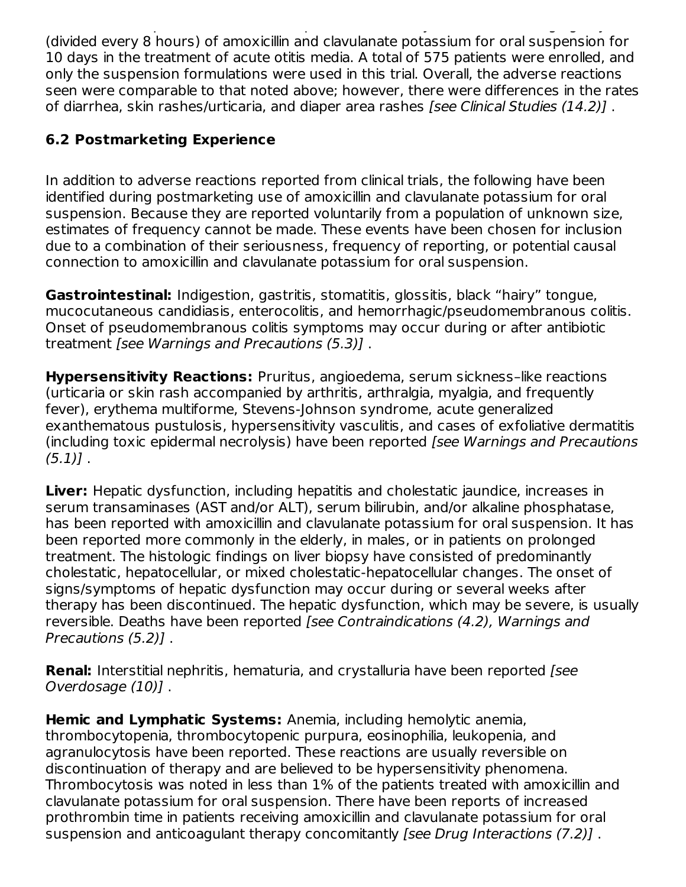(divided every 8 hours) of amoxicillin and clavulanate potassium for oral suspension for 10 days in the treatment of acute otitis media. A total of 575 patients were enrolled, and only the suspension formulations were used in this trial. Overall, the adverse reactions seen were comparable to that noted above; however, there were differences in the rates of diarrhea, skin rashes/urticaria, and diaper area rashes *[see Clinical Studies (14.2)]* .

### 6.2 Postmarketing Experience

In addition to adverse reactions reported from clinical trials, the following have been identified during postmarketing use of amoxicillin and clavulanate potassium for oral suspension. Because they are reported voluntarily from a population of unknown size, estimates of frequency cannot be made. These events have been chosen for inclusion due to a combination of their seriousness, frequency of reporting, or potential causal connection to amoxicillin and clavulanate potassium for oral suspension.

**Gastrointestinal:** Indigestion, gastritis, stomatitis, glossitis, black “hairy” tongue, mucocutaneous candidiasis, enterocolitis, and hemorrhagic/pseudomembranous colitis. Onset of pseudomembranous colitis symptoms may occur during or after antibiotic treatment *[see Warnings and Precautions (5.3)]* .

**Hypersensitivity Reactions:** Pruritus, angioedema, serum sickness–like reactions (urticaria or skin rash accompanied by arthritis, arthralgia, myalgia, and frequently fever), erythema multiforme, Stevens-Johnson syndrome, acute generalized exanthematous pustulosis, hypersensitivity vasculitis, and cases of exfoliative dermatitis (including toxic epidermal necrolysis) have been reported *[see Warnings and Precautions (5.1)]* .

**Liver:** Hepatic dysfunction, including hepatitis and cholestatic jaundice, increases in serum transaminases (AST and/or ALT), serum bilirubin, and/or alkaline phosphatase, has been reported with amoxicillin and clavulanate potassium for oral suspension. It has been reported more commonly in the elderly, in males, or in patients on prolonged treatment. The histologic findings on liver biopsy have consisted of predominantly cholestatic, hepatocellular, or mixed cholestatic-hepatocellular changes. The onset of signs/symptoms of hepatic dysfunction may occur during or several weeks after therapy has been discontinued. The hepatic dysfunction, which may be severe, is usually reversible. Deaths have been reported *[see Contraindications (4.2), Warnings and Precautions (5.2)]* .

**Renal:** Interstitial nephritis, hematuria, and crystalluria have been reported *[see Overdosage (10)]* .

**Hemic and Lymphatic Systems:** Anemia, including hemolytic anemia, thrombocytopenia, thrombocytopenic purpura, eosinophilia, leukopenia, and agranulocytosis have been reported. These reactions are usually reversible on discontinuation of therapy and are believed to be hypersensitivity phenomena. Thrombocytosis was noted in less than 1% of the patients treated with amoxicillin and clavulanate potassium for oral suspension. There have been reports of increased prothrombin time in patients receiving amoxicillin and clavulanate potassium for oral suspension and anticoagulant therapy concomitantly *[see Drug Interactions (7.2)]* .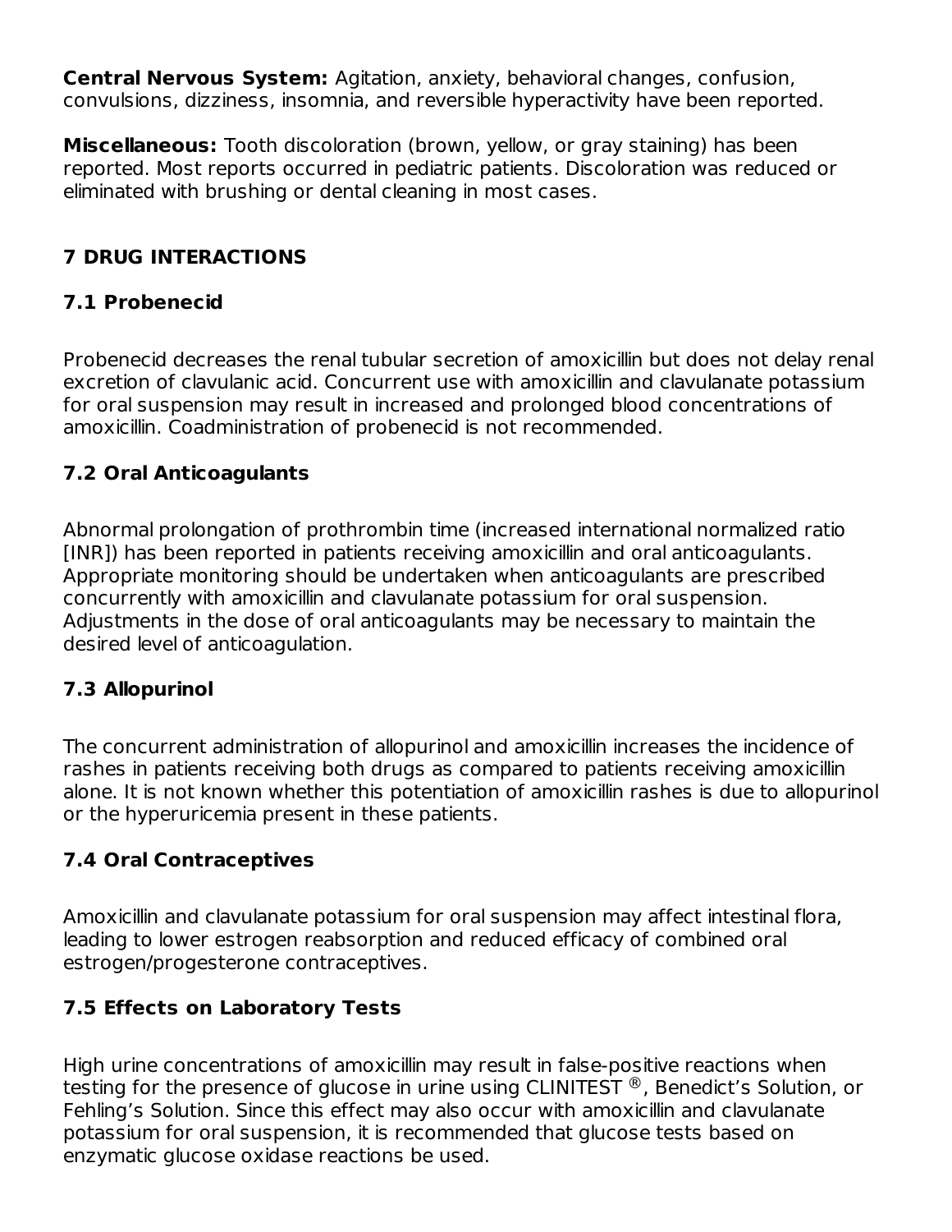**Central Nervous System:** Agitation, anxiety, behavioral changes, confusion, convulsions, dizziness, insomnia, and reversible hyperactivity have been reported.

**Miscellaneous:** Tooth discoloration (brown, yellow, or gray staining) has been reported. Most reports occurred in pediatric patients. Discoloration was reduced or eliminated with brushing or dental cleaning in most cases.

## 7 DRUG INTERACTIONS

### 7.1 Probenecid

Probenecid decreases the renal tubular secretion of amoxicillin but does not delay renal excretion of clavulanic acid. Concurrent use with amoxicillin and clavulanate potassium for oral suspension may result in increased and prolonged blood concentrations of amoxicillin. Coadministration of probenecid is not recommended.

### 7.2 Oral Anticoagulants

Abnormal prolongation of prothrombin time (increased international normalized ratio [INR]) has been reported in patients receiving amoxicillin and oral anticoagulants. Appropriate monitoring should be undertaken when anticoagulants are prescribed concurrently with amoxicillin and clavulanate potassium for oral suspension. Adjustments in the dose of oral anticoagulants may be necessary to maintain the desired level of anticoagulation.

### 7.3 Allopurinol

The concurrent administration of allopurinol and amoxicillin increases the incidence of rashes in patients receiving both drugs as compared to patients receiving amoxicillin alone. It is not known whether this potentiation of amoxicillin rashes is due to allopurinol or the hyperuricemia present in these patients.

### 7.4 Oral Contraceptives

Amoxicillin and clavulanate potassium for oral suspension may affect intestinal flora, leading to lower estrogen reabsorption and reduced efficacy of combined oral estrogen/progesterone contraceptives.

### 7.5 Effects on Laboratory Tests

High urine concentrations of amoxicillin may result in false-positive reactions when testing for the presence of glucose in urine using CLINITEST®, Benedict's Solution, or Fehling's Solution. Since this effect may also occur with amoxicillin and clavulanate potassium for oral suspension, it is recommended that glucose tests based on enzymatic glucose oxidase reactions be used.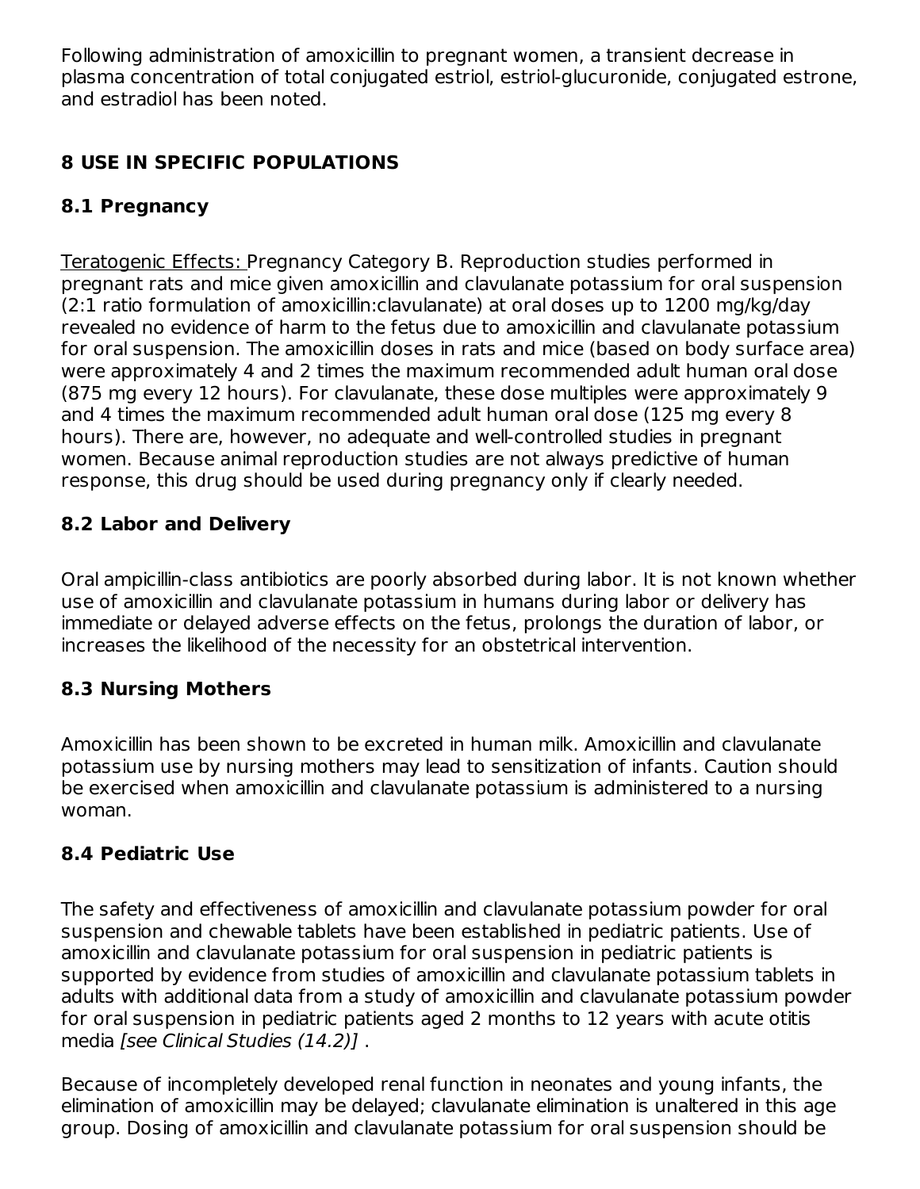Following administration of amoxicillin to pregnant women, a transient decrease in plasma concentration of total conjugated estriol, estriol-glucuronide, conjugated estrone, and estradiol has been noted.

## 8 USE IN SPECIFIC POPULATIONS

### 8.1 Pregnancy

Teratogenic Effects: Pregnancy Category B. Reproduction studies performed in pregnant rats and mice given amoxicillin and clavulanate potassium for oral suspension (2:1 ratio formulation of amoxicillin:clavulanate) at oral doses up to 1200 mg/kg/day revealed no evidence of harm to the fetus due to amoxicillin and clavulanate potassium for oral suspension. The amoxicillin doses in rats and mice (based on body surface area) were approximately 4 and 2 times the maximum recommended adult human oral dose (875 mg every 12 hours). For clavulanate, these dose multiples were approximately 9 and 4 times the maximum recommended adult human oral dose (125 mg every 8 hours). There are, however, no adequate and well-controlled studies in pregnant women. Because animal reproduction studies are not always predictive of human response, this drug should be used during pregnancy only if clearly needed.

### 8.2 Labor and Delivery

Oral ampicillin-class antibiotics are poorly absorbed during labor. It is not known whether use of amoxicillin and clavulanate potassium in humans during labor or delivery has immediate or delayed adverse effects on the fetus, prolongs the duration of labor, or increases the likelihood of the necessity for an obstetrical intervention.

### 8.3 Nursing Mothers

Amoxicillin has been shown to be excreted in human milk. Amoxicillin and clavulanate potassium use by nursing mothers may lead to sensitization of infants. Caution should be exercised when amoxicillin and clavulanate potassium is administered to a nursing woman.

### 8.4 Pediatric Use

The safety and effectiveness of amoxicillin and clavulanate potassium powder for oral suspension and chewable tablets have been established in pediatric patients. Use of amoxicillin and clavulanate potassium for oral suspension in pediatric patients is supported by evidence from studies of amoxicillin and clavulanate potassium tablets in adults with additional data from a study of amoxicillin and clavulanate potassium powder for oral suspension in pediatric patients aged 2 months to 12 years with acute otitis media *[see Clinical Studies (14.2)]* .

Because of incompletely developed renal function in neonates and young infants, the elimination of amoxicillin may be delayed; clavulanate elimination is unaltered in this age group. Dosing of amoxicillin and clavulanate potassium for oral suspension should be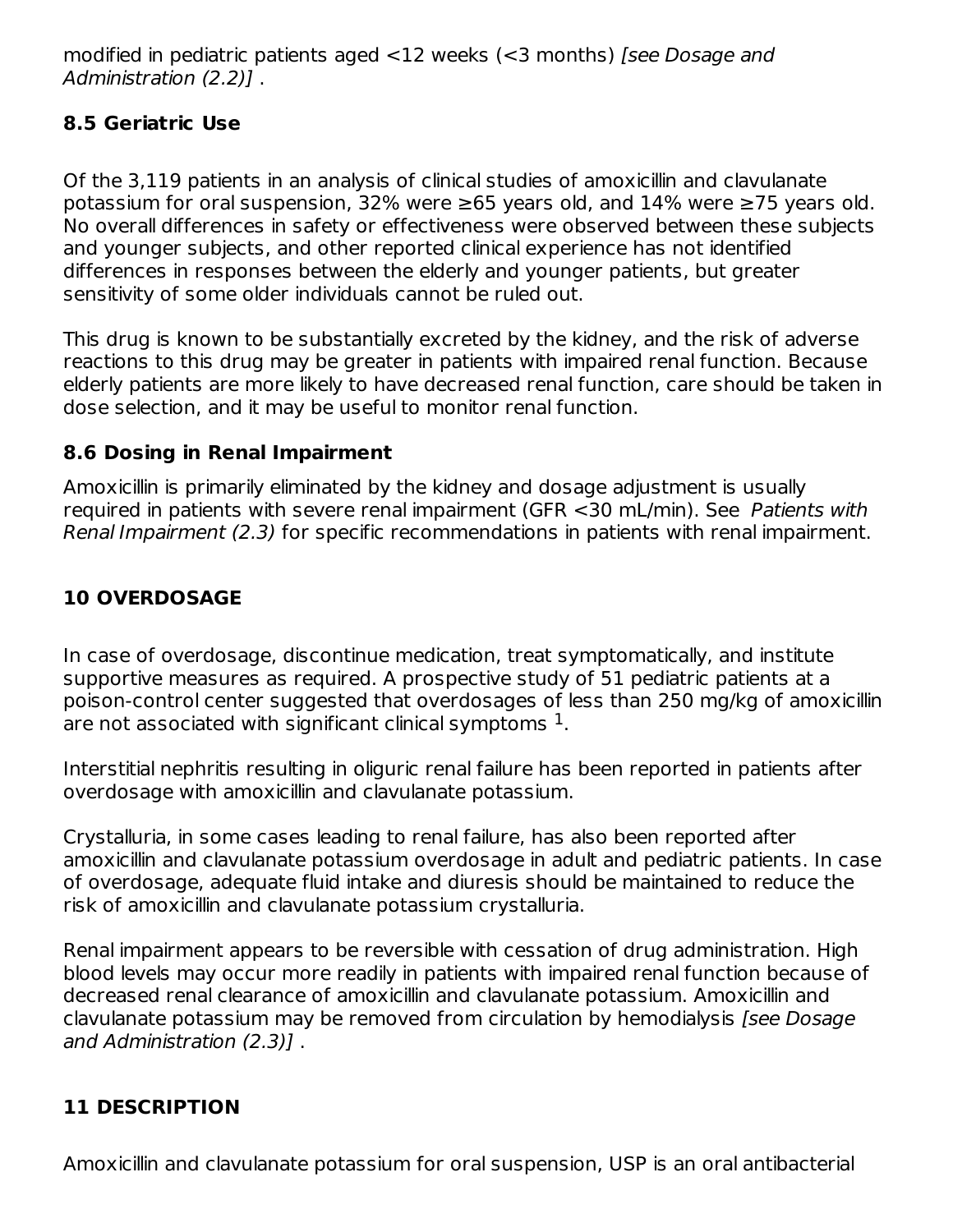modified in pediatric patients aged <12 weeks (<3 months) *[see Dosage and Administration (2.2)]* .

### 8.5 Geriatric Use

Of the 3,119 patients in an analysis of clinical studies of amoxicillin and clavulanate potassium for oral suspension, 32% were ≥65 years old, and 14% were ≥75 years old. No overall differences in safety or effectiveness were observed between these subjects and younger subjects, and other reported clinical experience has not identified differences in responses between the elderly and younger patients, but greater sensitivity of some older individuals cannot be ruled out.

This drug is known to be substantially excreted by the kidney, and the risk of adverse reactions to this drug may be greater in patients with impaired renal function. Because elderly patients are more likely to have decreased renal function, care should be taken in dose selection, and it may be useful to monitor renal function.

### 8.6 Dosing in Renal Impairment

Amoxicillin is primarily eliminated by the kidney and dosage adjustment is usually required in patients with severe renal impairment (GFR <30 mL/min). See *Patients with Renal Impairment (2.3)* for specific recommendations in patients with renal impairment.

## 10 OVERDOSAGE

In case of overdosage, discontinue medication, treat symptomatically, and institute supportive measures as required. A prospective study of 51 pediatric patients at a poison-control center suggested that overdosages of less than 250 mg/kg of amoxicillin are not associated with significant clinical symptoms [1].

Interstitial nephritis resulting in oliguric renal failure has been reported in patients after overdosage with amoxicillin and clavulanate potassium.

Crystalluria, in some cases leading to renal failure, has also been reported after amoxicillin and clavulanate potassium overdosage in adult and pediatric patients. In case of overdosage, adequate fluid intake and diuresis should be maintained to reduce the risk of amoxicillin and clavulanate potassium crystalluria.

Renal impairment appears to be reversible with cessation of drug administration. High blood levels may occur more readily in patients with impaired renal function because of decreased renal clearance of amoxicillin and clavulanate potassium. Amoxicillin and clavulanate potassium may be removed from circulation by hemodialysis *[see Dosage and Administration (2.3)]* .

## 11 DESCRIPTION

Amoxicillin and clavulanate potassium for oral suspension, USP is an oral antibacterial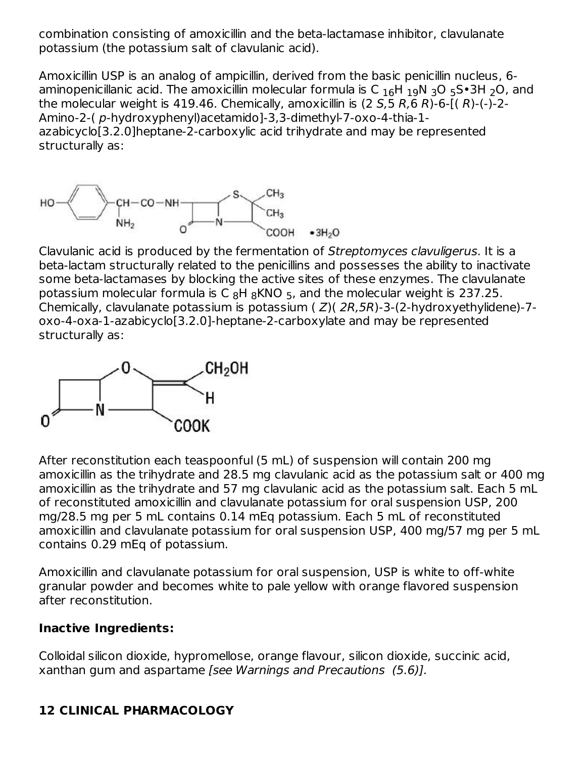combination consisting of amoxicillin and the beta-lactamase inhibitor, clavulanate potassium (the potassium salt of clavulanic acid).

Amoxicillin USP is an analog of ampicillin, derived from the basic penicillin nucleus, 6-aminopenicillanic acid. The amoxicillin molecular formula is $C_{16}H_{19}N_3O_5S{\bullet}3H_2O$, and the molecular weight is 419.46. Chemically, amoxicillin is (2*S*,5*R*,6*R*)-6-[(*R*)-(-)-2-Amino-2-(*p*-hydroxyphenyl)acetamido]-3,3-dimethyl-7-oxo-4-thia-1-azabicyclo[3.2.0]heptane-2-carboxylic acid trihydrate and may be represented structurally as:

Clavulanic acid is produced by the fermentation of *Streptomyces clavuligerus*. It is a beta-lactam structurally related to the penicillins and possesses the ability to inactivate some beta-lactamases by blocking the active sites of these enzymes. The clavulanate potassium molecular formula is $C_8H_8KNO_5$, and the molecular weight is 237.25. Chemically, clavulanate potassium is potassium (*Z*)(*2R,5R*)-3-(2-hydroxyethylidene)-7-oxo-4-oxa-1-azabicyclo[3.2.0]-heptane-2-carboxylate and may be represented structurally as:

After reconstitution each teaspoonful (5 mL) of suspension will contain 200 mg amoxicillin as the trihydrate and 28.5 mg clavulanic acid as the potassium salt or 400 mg amoxicillin as the trihydrate and 57 mg clavulanic acid as the potassium salt. Each 5 mL of reconstituted amoxicillin and clavulanate potassium for oral suspension USP, 200 mg/28.5 mg per 5 mL contains 0.14 mEq potassium. Each 5 mL of reconstituted amoxicillin and clavulanate potassium for oral suspension USP, 400 mg/57 mg per 5 mL contains 0.29 mEq of potassium.

Amoxicillin and clavulanate potassium for oral suspension, USP is white to off-white granular powder and becomes white to pale yellow with orange flavored suspension after reconstitution.

**Inactive Ingredients:**

Colloidal silicon dioxide, hypromellose, orange flavour, silicon dioxide, succinic acid, xanthan gum and aspartame *[see Warnings and Precautions (5.6)].*

## 12 CLINICAL PHARMACOLOGY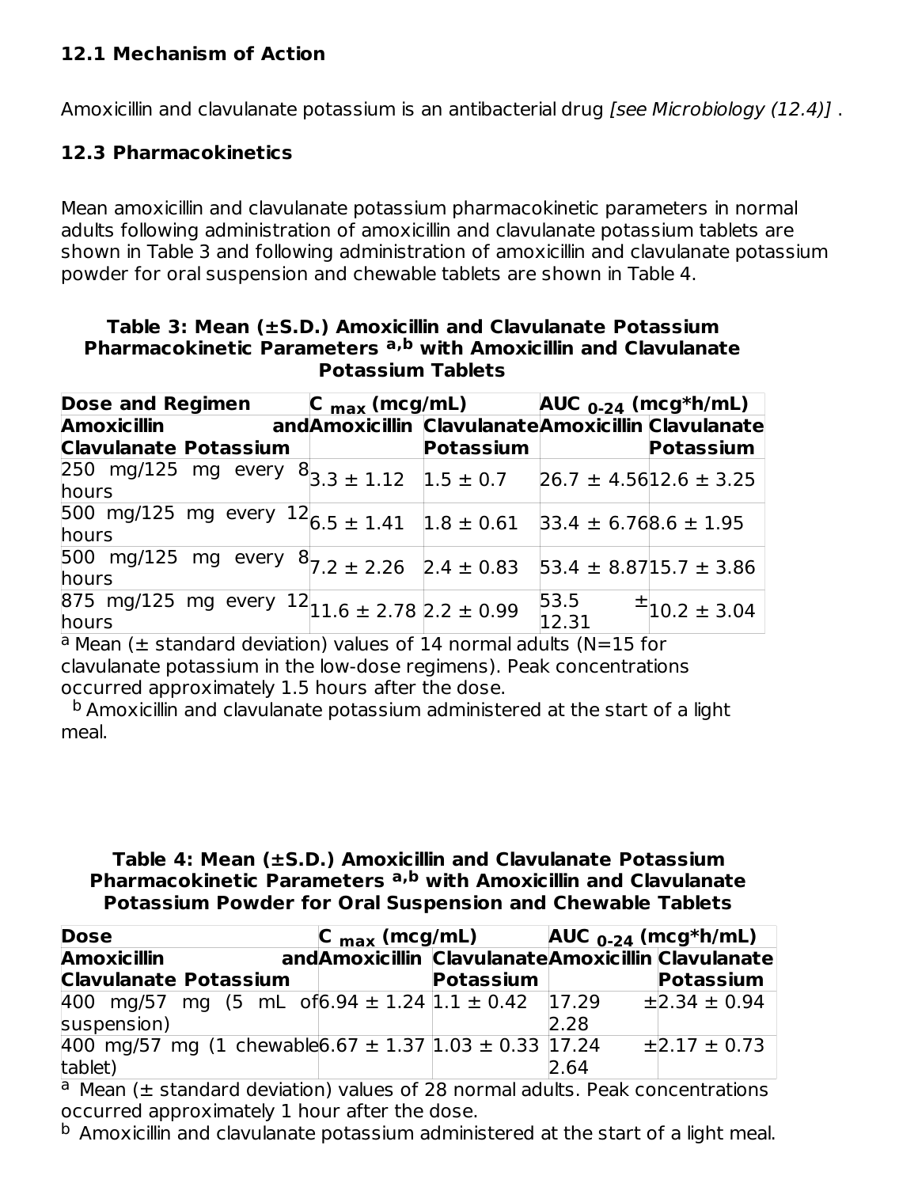### 12.1 Mechanism of Action

Amoxicillin and clavulanate potassium is an antibacterial drug *[see Microbiology (12.4)]* .

### 12.3 Pharmacokinetics

Mean amoxicillin and clavulanate potassium pharmacokinetic parameters in normal adults following administration of amoxicillin and clavulanate potassium tablets are shown in Table 3 and following administration of amoxicillin and clavulanate potassium powder for oral suspension and chewable tablets are shown in Table 4.

**Table 3: Mean (±S.D.) Amoxicillin and Clavulanate Potassium Pharmacokinetic Parameters [a,b] with Amoxicillin and Clavulanate Potassium Tablets**

| Dose and Regimen | $C_{max}$ (mcg/mL) | | $AUC_{0-24}$ (mcg*h/mL) | |
|---|---|---|---|---|
| **Amoxicillin and Clavulanate Potassium** | **Amoxicillin** | **Clavulanate Potassium** | **Amoxicillin** | **Clavulanate Potassium** |
| 250 mg/125 mg every 8 hours | 3.3 ± 1.12 | 1.5 ± 0.7 | 26.7 ± 4.56 | 12.6 ± 3.25 |
| 500 mg/125 mg every 12 hours | 6.5 ± 1.41 | 1.8 ± 0.61 | 33.4 ± 6.76 | 8.6 ± 1.95 |
| 500 mg/125 mg every 8 hours | 7.2 ± 2.26 | 2.4 ± 0.83 | 53.4 ± 8.87 | 15.7 ± 3.86 |
| 875 mg/125 mg every 12 hours | 11.6 ± 2.78 | 2.2 ± 0.99 | 53.5 ± 12.31 | 10.2 ± 3.04 |

[a] Mean (± standard deviation) values of 14 normal adults (N=15 for clavulanate potassium in the low-dose regimens). Peak concentrations occurred approximately 1.5 hours after the dose.
[b] Amoxicillin and clavulanate potassium administered at the start of a light meal.

**Table 4: Mean (±S.D.) Amoxicillin and Clavulanate Potassium Pharmacokinetic Parameters [a,b] with Amoxicillin and Clavulanate Potassium Powder for Oral Suspension and Chewable Tablets**

| Dose | $C_{max}$ (mcg/mL) | | $AUC_{0-24}$ (mcg*h/mL) | |
|---|---|---|---|---|
| **Amoxicillin and Clavulanate Potassium** | **Amoxicillin** | **Clavulanate Potassium** | **Amoxicillin** | **Clavulanate Potassium** |
| 400 mg/57 mg (5 mL of suspension) | 6.94 ± 1.24 | 1.1 ± 0.42 | 17.29 ± 2.28 | 2.34 ± 0.94 |
| 400 mg/57 mg (1 chewable tablet) | 6.67 ± 1.37 | 1.03 ± 0.33 | 17.24 ± 2.64 | 2.17 ± 0.73 |

[a] Mean (± standard deviation) values of 28 normal adults. Peak concentrations occurred approximately 1 hour after the dose.
[b] Amoxicillin and clavulanate potassium administered at the start of a light meal.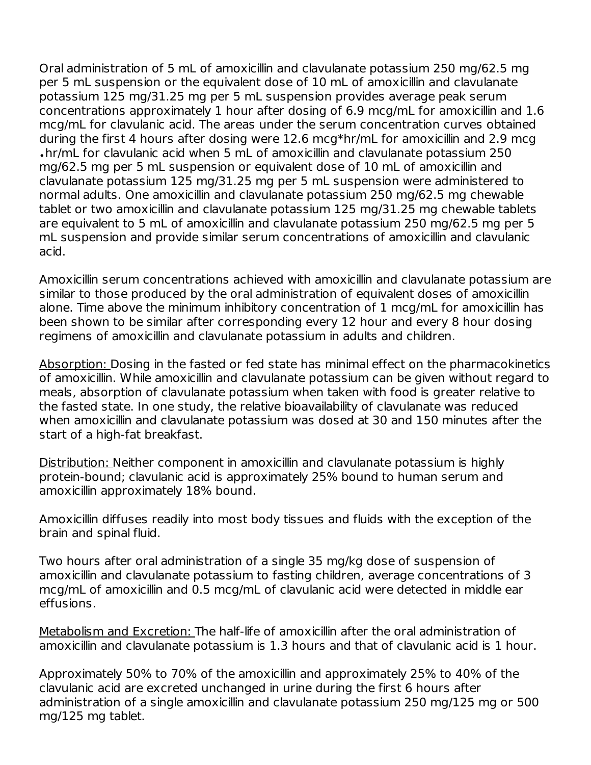Oral administration of 5 mL of amoxicillin and clavulanate potassium 250 mg/62.5 mg per 5 mL suspension or the equivalent dose of 10 mL of amoxicillin and clavulanate potassium 125 mg/31.25 mg per 5 mL suspension provides average peak serum concentrations approximately 1 hour after dosing of 6.9 mcg/mL for amoxicillin and 1.6 mcg/mL for clavulanic acid. The areas under the serum concentration curves obtained during the first 4 hours after dosing were 12.6 mcg*hr/mL for amoxicillin and 2.9 mcg •hr/mL for clavulanic acid when 5 mL of amoxicillin and clavulanate potassium 250 mg/62.5 mg per 5 mL suspension or equivalent dose of 10 mL of amoxicillin and clavulanate potassium 125 mg/31.25 mg per 5 mL suspension were administered to normal adults. One amoxicillin and clavulanate potassium 250 mg/62.5 mg chewable tablet or two amoxicillin and clavulanate potassium 125 mg/31.25 mg chewable tablets are equivalent to 5 mL of amoxicillin and clavulanate potassium 250 mg/62.5 mg per 5 mL suspension and provide similar serum concentrations of amoxicillin and clavulanic acid.

Amoxicillin serum concentrations achieved with amoxicillin and clavulanate potassium are similar to those produced by the oral administration of equivalent doses of amoxicillin alone. Time above the minimum inhibitory concentration of 1 mcg/mL for amoxicillin has been shown to be similar after corresponding every 12 hour and every 8 hour dosing regimens of amoxicillin and clavulanate potassium in adults and children.

Absorption: Dosing in the fasted or fed state has minimal effect on the pharmacokinetics of amoxicillin. While amoxicillin and clavulanate potassium can be given without regard to meals, absorption of clavulanate potassium when taken with food is greater relative to the fasted state. In one study, the relative bioavailability of clavulanate was reduced when amoxicillin and clavulanate potassium was dosed at 30 and 150 minutes after the start of a high-fat breakfast.

Distribution: Neither component in amoxicillin and clavulanate potassium is highly protein-bound; clavulanic acid is approximately 25% bound to human serum and amoxicillin approximately 18% bound.

Amoxicillin diffuses readily into most body tissues and fluids with the exception of the brain and spinal fluid.

Two hours after oral administration of a single 35 mg/kg dose of suspension of amoxicillin and clavulanate potassium to fasting children, average concentrations of 3 mcg/mL of amoxicillin and 0.5 mcg/mL of clavulanic acid were detected in middle ear effusions.

Metabolism and Excretion: The half-life of amoxicillin after the oral administration of amoxicillin and clavulanate potassium is 1.3 hours and that of clavulanic acid is 1 hour.

Approximately 50% to 70% of the amoxicillin and approximately 25% to 40% of the clavulanic acid are excreted unchanged in urine during the first 6 hours after administration of a single amoxicillin and clavulanate potassium 250 mg/125 mg or 500 mg/125 mg tablet.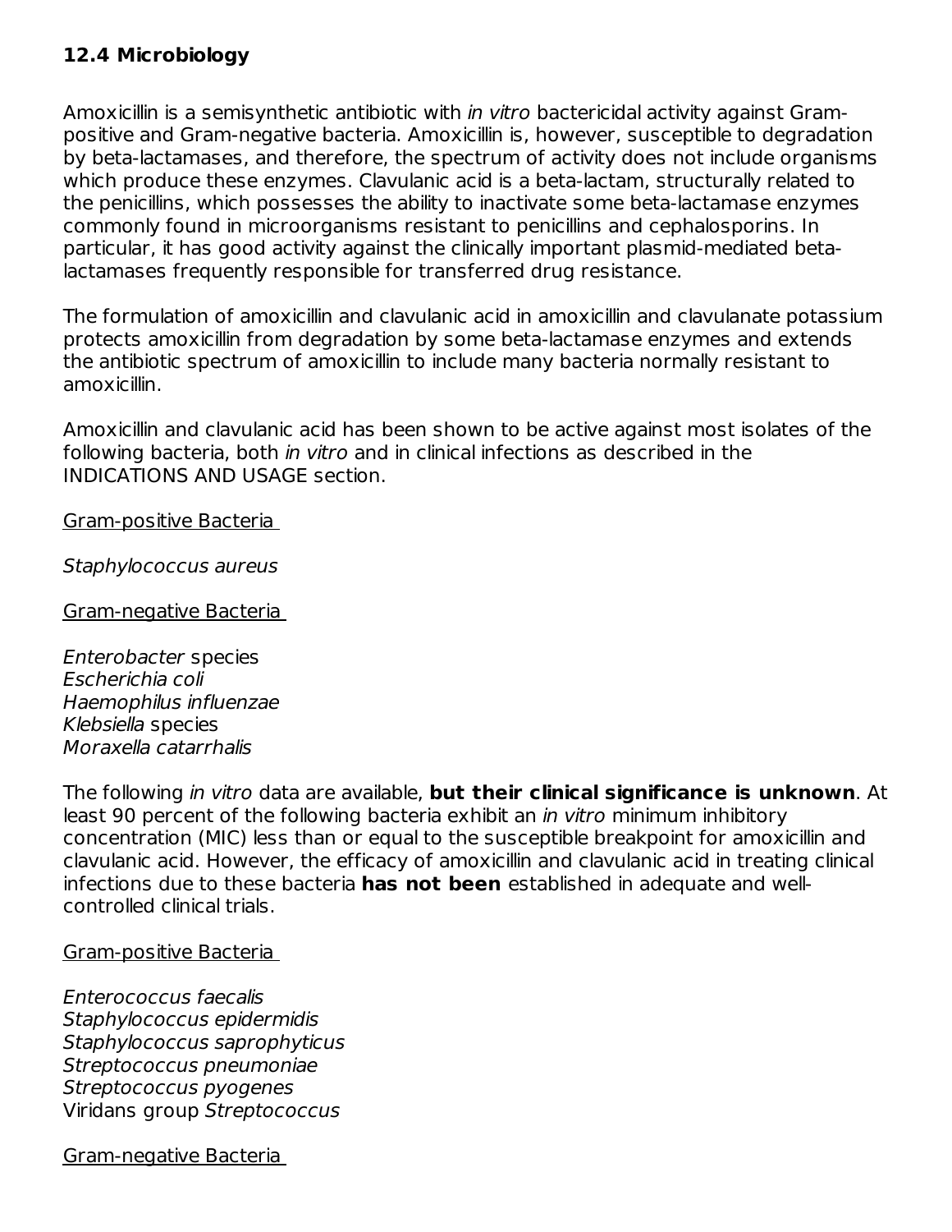### 12.4 Microbiology

Amoxicillin is a semisynthetic antibiotic with *in vitro* bactericidal activity against Gram-positive and Gram-negative bacteria. Amoxicillin is, however, susceptible to degradation by beta-lactamases, and therefore, the spectrum of activity does not include organisms which produce these enzymes. Clavulanic acid is a beta-lactam, structurally related to the penicillins, which possesses the ability to inactivate some beta-lactamase enzymes commonly found in microorganisms resistant to penicillins and cephalosporins. In particular, it has good activity against the clinically important plasmid-mediated beta-lactamases frequently responsible for transferred drug resistance.

The formulation of amoxicillin and clavulanic acid in amoxicillin and clavulanate potassium protects amoxicillin from degradation by some beta-lactamase enzymes and extends the antibiotic spectrum of amoxicillin to include many bacteria normally resistant to amoxicillin.

Amoxicillin and clavulanic acid has been shown to be active against most isolates of the following bacteria, both *in vitro* and in clinical infections as described in the INDICATIONS AND USAGE section.

<u>Gram-positive Bacteria</u>

*Staphylococcus aureus*

<u>Gram-negative Bacteria</u>

*Enterobacter* species
*Escherichia coli*
*Haemophilus influenzae*
*Klebsiella* species
*Moraxella catarrhalis*

The following *in vitro* data are available, **but their clinical significance is unknown**. At least 90 percent of the following bacteria exhibit an *in vitro* minimum inhibitory concentration (MIC) less than or equal to the susceptible breakpoint for amoxicillin and clavulanic acid. However, the efficacy of amoxicillin and clavulanic acid in treating clinical infections due to these bacteria **has not been** established in adequate and well-controlled clinical trials.

<u>Gram-positive Bacteria</u>

*Enterococcus faecalis*
*Staphylococcus epidermidis*
*Staphylococcus saprophyticus*
*Streptococcus pneumoniae*
*Streptococcus pyogenes*
Viridans group *Streptococcus*

<u>Gram-negative Bacteria</u>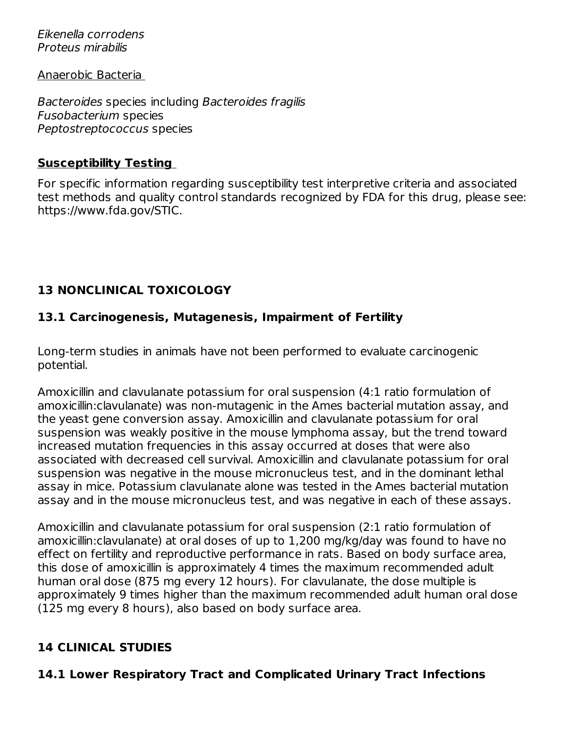*Eikenella corrodens*
*Proteus mirabilis*

Anaerobic Bacteria

*Bacteroides* species including *Bacteroides fragilis*
*Fusobacterium* species
*Peptostreptococcus* species

**Susceptibility Testing**

For specific information regarding susceptibility test interpretive criteria and associated test methods and quality control standards recognized by FDA for this drug, please see: https://www.fda.gov/STIC.

## 13 NONCLINICAL TOXICOLOGY

### 13.1 Carcinogenesis, Mutagenesis, Impairment of Fertility

Long-term studies in animals have not been performed to evaluate carcinogenic potential.

Amoxicillin and clavulanate potassium for oral suspension (4:1 ratio formulation of amoxicillin:clavulanate) was non-mutagenic in the Ames bacterial mutation assay, and the yeast gene conversion assay. Amoxicillin and clavulanate potassium for oral suspension was weakly positive in the mouse lymphoma assay, but the trend toward increased mutation frequencies in this assay occurred at doses that were also associated with decreased cell survival. Amoxicillin and clavulanate potassium for oral suspension was negative in the mouse micronucleus test, and in the dominant lethal assay in mice. Potassium clavulanate alone was tested in the Ames bacterial mutation assay and in the mouse micronucleus test, and was negative in each of these assays.

Amoxicillin and clavulanate potassium for oral suspension (2:1 ratio formulation of amoxicillin:clavulanate) at oral doses of up to 1,200 mg/kg/day was found to have no effect on fertility and reproductive performance in rats. Based on body surface area, this dose of amoxicillin is approximately 4 times the maximum recommended adult human oral dose (875 mg every 12 hours). For clavulanate, the dose multiple is approximately 9 times higher than the maximum recommended adult human oral dose (125 mg every 8 hours), also based on body surface area.

## 14 CLINICAL STUDIES

### 14.1 Lower Respiratory Tract and Complicated Urinary Tract Infections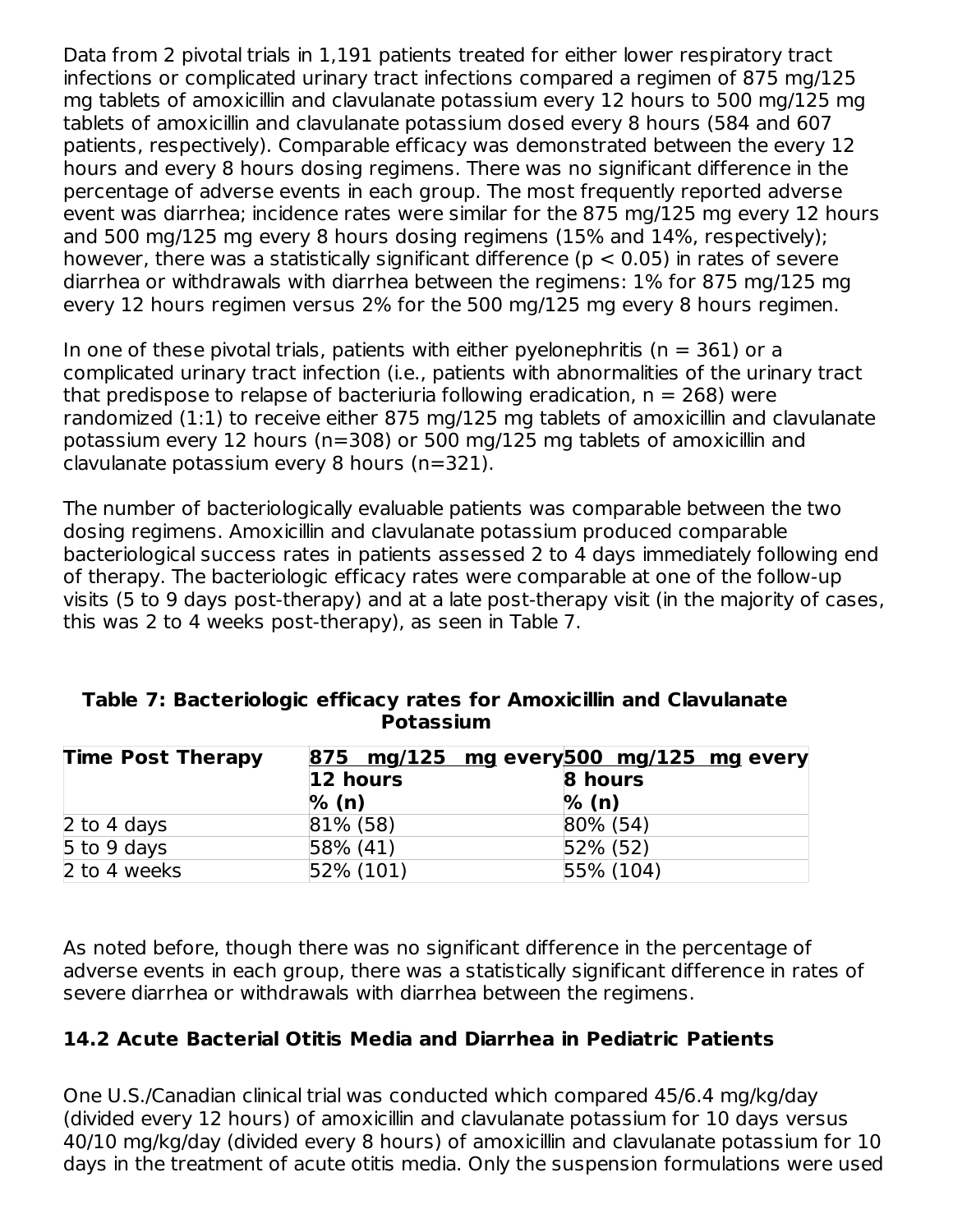Data from 2 pivotal trials in 1,191 patients treated for either lower respiratory tract infections or complicated urinary tract infections compared a regimen of 875 mg/125 mg tablets of amoxicillin and clavulanate potassium every 12 hours to 500 mg/125 mg tablets of amoxicillin and clavulanate potassium dosed every 8 hours (584 and 607 patients, respectively). Comparable efficacy was demonstrated between the every 12 hours and every 8 hours dosing regimens. There was no significant difference in the percentage of adverse events in each group. The most frequently reported adverse event was diarrhea; incidence rates were similar for the 875 mg/125 mg every 12 hours and 500 mg/125 mg every 8 hours dosing regimens (15% and 14%, respectively); however, there was a statistically significant difference ($p < 0.05$) in rates of severe diarrhea or withdrawals with diarrhea between the regimens: 1% for 875 mg/125 mg every 12 hours regimen versus 2% for the 500 mg/125 mg every 8 hours regimen.

In one of these pivotal trials, patients with either pyelonephritis (n = 361) or a complicated urinary tract infection (i.e., patients with abnormalities of the urinary tract that predispose to relapse of bacteriuria following eradication, n = 268) were randomized (1:1) to receive either 875 mg/125 mg tablets of amoxicillin and clavulanate potassium every 12 hours (n=308) or 500 mg/125 mg tablets of amoxicillin and clavulanate potassium every 8 hours (n=321).

The number of bacteriologically evaluable patients was comparable between the two dosing regimens. Amoxicillin and clavulanate potassium produced comparable bacteriological success rates in patients assessed 2 to 4 days immediately following end of therapy. The bacteriologic efficacy rates were comparable at one of the follow-up visits (5 to 9 days post-therapy) and at a late post-therapy visit (in the majority of cases, this was 2 to 4 weeks post-therapy), as seen in Table 7.

**Table 7: Bacteriologic efficacy rates for Amoxicillin and Clavulanate Potassium**

| Time Post Therapy | 875 mg/125 mg every 12 hours % (n) | 500 mg/125 mg every 8 hours % (n) |
|---|---|---|
| 2 to 4 days | 81% (58) | 80% (54) |
| 5 to 9 days | 58% (41) | 52% (52) |
| 2 to 4 weeks | 52% (101) | 55% (104) |

As noted before, though there was no significant difference in the percentage of adverse events in each group, there was a statistically significant difference in rates of severe diarrhea or withdrawals with diarrhea between the regimens.

### 14.2 Acute Bacterial Otitis Media and Diarrhea in Pediatric Patients

One U.S./Canadian clinical trial was conducted which compared 45/6.4 mg/kg/day (divided every 12 hours) of amoxicillin and clavulanate potassium for 10 days versus 40/10 mg/kg/day (divided every 8 hours) of amoxicillin and clavulanate potassium for 10 days in the treatment of acute otitis media. Only the suspension formulations were used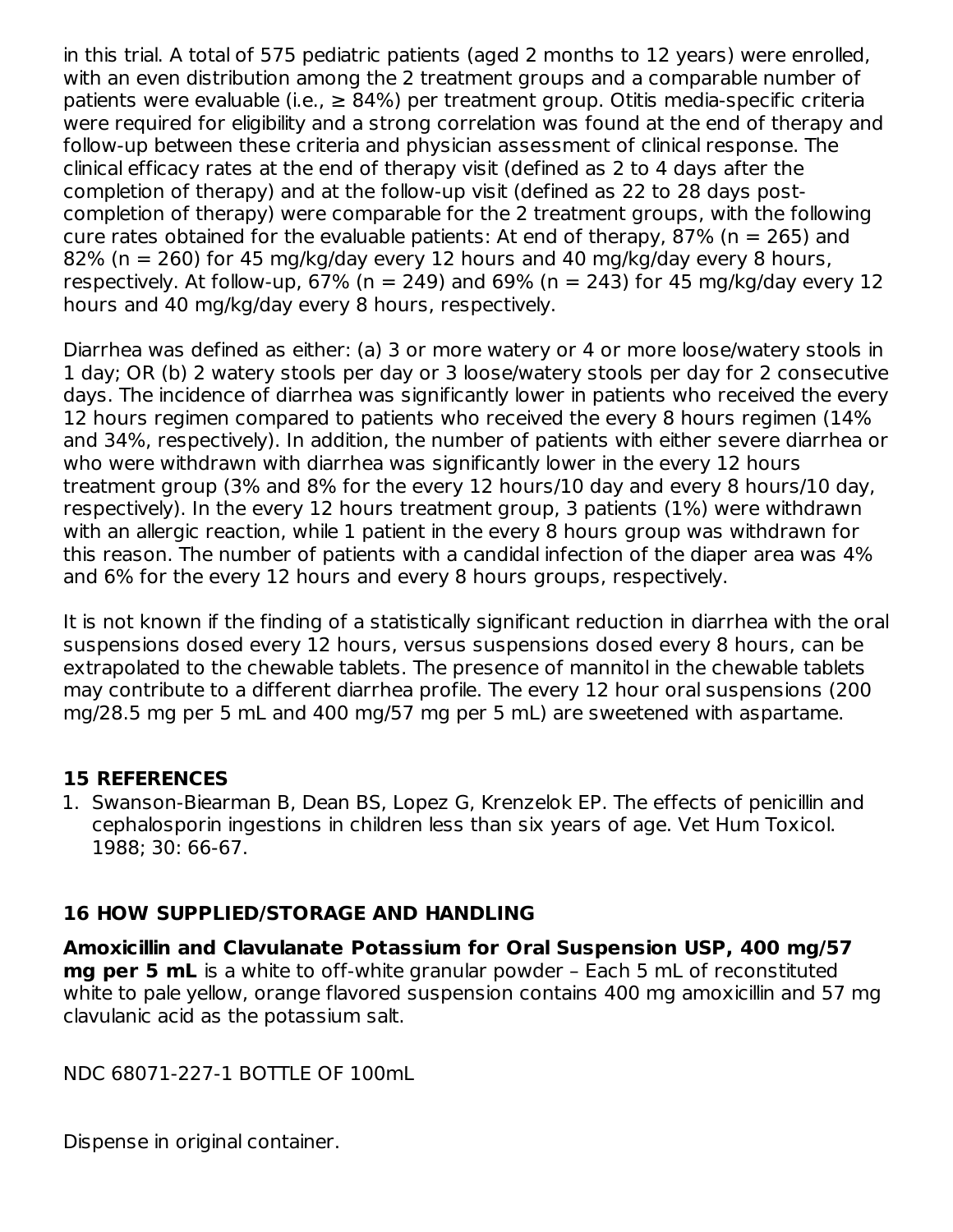in this trial. A total of 575 pediatric patients (aged 2 months to 12 years) were enrolled, with an even distribution among the 2 treatment groups and a comparable number of patients were evaluable (i.e., ≥ 84%) per treatment group. Otitis media-specific criteria were required for eligibility and a strong correlation was found at the end of therapy and follow-up between these criteria and physician assessment of clinical response. The clinical efficacy rates at the end of therapy visit (defined as 2 to 4 days after the completion of therapy) and at the follow-up visit (defined as 22 to 28 days post-completion of therapy) were comparable for the 2 treatment groups, with the following cure rates obtained for the evaluable patients: At end of therapy, 87% (n = 265) and 82% (n = 260) for 45 mg/kg/day every 12 hours and 40 mg/kg/day every 8 hours, respectively. At follow-up, 67% (n = 249) and 69% (n = 243) for 45 mg/kg/day every 12 hours and 40 mg/kg/day every 8 hours, respectively.

Diarrhea was defined as either: (a) 3 or more watery or 4 or more loose/watery stools in 1 day; OR (b) 2 watery stools per day or 3 loose/watery stools per day for 2 consecutive days. The incidence of diarrhea was significantly lower in patients who received the every 12 hours regimen compared to patients who received the every 8 hours regimen (14% and 34%, respectively). In addition, the number of patients with either severe diarrhea or who were withdrawn with diarrhea was significantly lower in the every 12 hours treatment group (3% and 8% for the every 12 hours/10 day and every 8 hours/10 day, respectively). In the every 12 hours treatment group, 3 patients (1%) were withdrawn with an allergic reaction, while 1 patient in the every 8 hours group was withdrawn for this reason. The number of patients with a candidal infection of the diaper area was 4% and 6% for the every 12 hours and every 8 hours groups, respectively.

It is not known if the finding of a statistically significant reduction in diarrhea with the oral suspensions dosed every 12 hours, versus suspensions dosed every 8 hours, can be extrapolated to the chewable tablets. The presence of mannitol in the chewable tablets may contribute to a different diarrhea profile. The every 12 hour oral suspensions (200 mg/28.5 mg per 5 mL and 400 mg/57 mg per 5 mL) are sweetened with aspartame.

## 15 REFERENCES

1. Swanson-Biearman B, Dean BS, Lopez G, Krenzelok EP. The effects of penicillin and cephalosporin ingestions in children less than six years of age. Vet Hum Toxicol. 1988; 30: 66-67.

## 16 HOW SUPPLIED/STORAGE AND HANDLING

**Amoxicillin and Clavulanate Potassium for Oral Suspension USP, 400 mg/57 mg per 5 mL** is a white to off-white granular powder – Each 5 mL of reconstituted white to pale yellow, orange flavored suspension contains 400 mg amoxicillin and 57 mg clavulanic acid as the potassium salt.

NDC 68071-227-1 BOTTLE OF 100mL

Dispense in original container.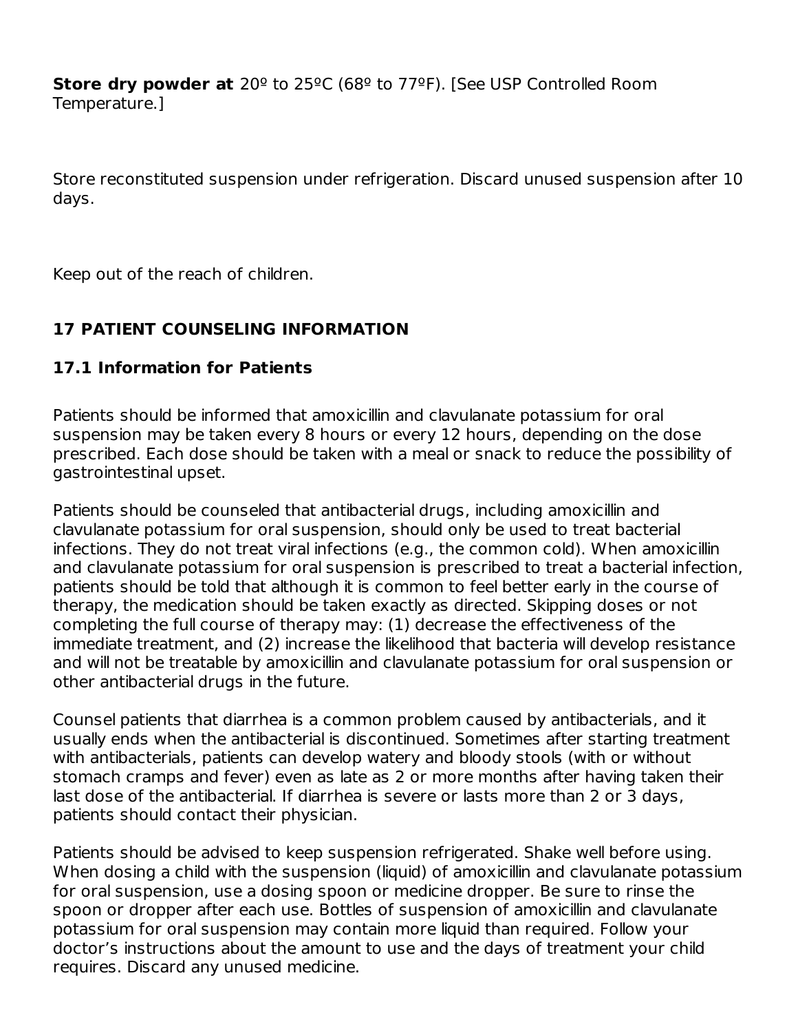**Store dry powder at** 20º to 25ºC (68º to 77ºF). [See USP Controlled Room Temperature.]

Store reconstituted suspension under refrigeration. Discard unused suspension after 10 days.

Keep out of the reach of children.

## 17 PATIENT COUNSELING INFORMATION

### 17.1 Information for Patients

Patients should be informed that amoxicillin and clavulanate potassium for oral suspension may be taken every 8 hours or every 12 hours, depending on the dose prescribed. Each dose should be taken with a meal or snack to reduce the possibility of gastrointestinal upset.

Patients should be counseled that antibacterial drugs, including amoxicillin and clavulanate potassium for oral suspension, should only be used to treat bacterial infections. They do not treat viral infections (e.g., the common cold). When amoxicillin and clavulanate potassium for oral suspension is prescribed to treat a bacterial infection, patients should be told that although it is common to feel better early in the course of therapy, the medication should be taken exactly as directed. Skipping doses or not completing the full course of therapy may: (1) decrease the effectiveness of the immediate treatment, and (2) increase the likelihood that bacteria will develop resistance and will not be treatable by amoxicillin and clavulanate potassium for oral suspension or other antibacterial drugs in the future.

Counsel patients that diarrhea is a common problem caused by antibacterials, and it usually ends when the antibacterial is discontinued. Sometimes after starting treatment with antibacterials, patients can develop watery and bloody stools (with or without stomach cramps and fever) even as late as 2 or more months after having taken their last dose of the antibacterial. If diarrhea is severe or lasts more than 2 or 3 days, patients should contact their physician.

Patients should be advised to keep suspension refrigerated. Shake well before using. When dosing a child with the suspension (liquid) of amoxicillin and clavulanate potassium for oral suspension, use a dosing spoon or medicine dropper. Be sure to rinse the spoon or dropper after each use. Bottles of suspension of amoxicillin and clavulanate potassium for oral suspension may contain more liquid than required. Follow your doctor's instructions about the amount to use and the days of treatment your child requires. Discard any unused medicine.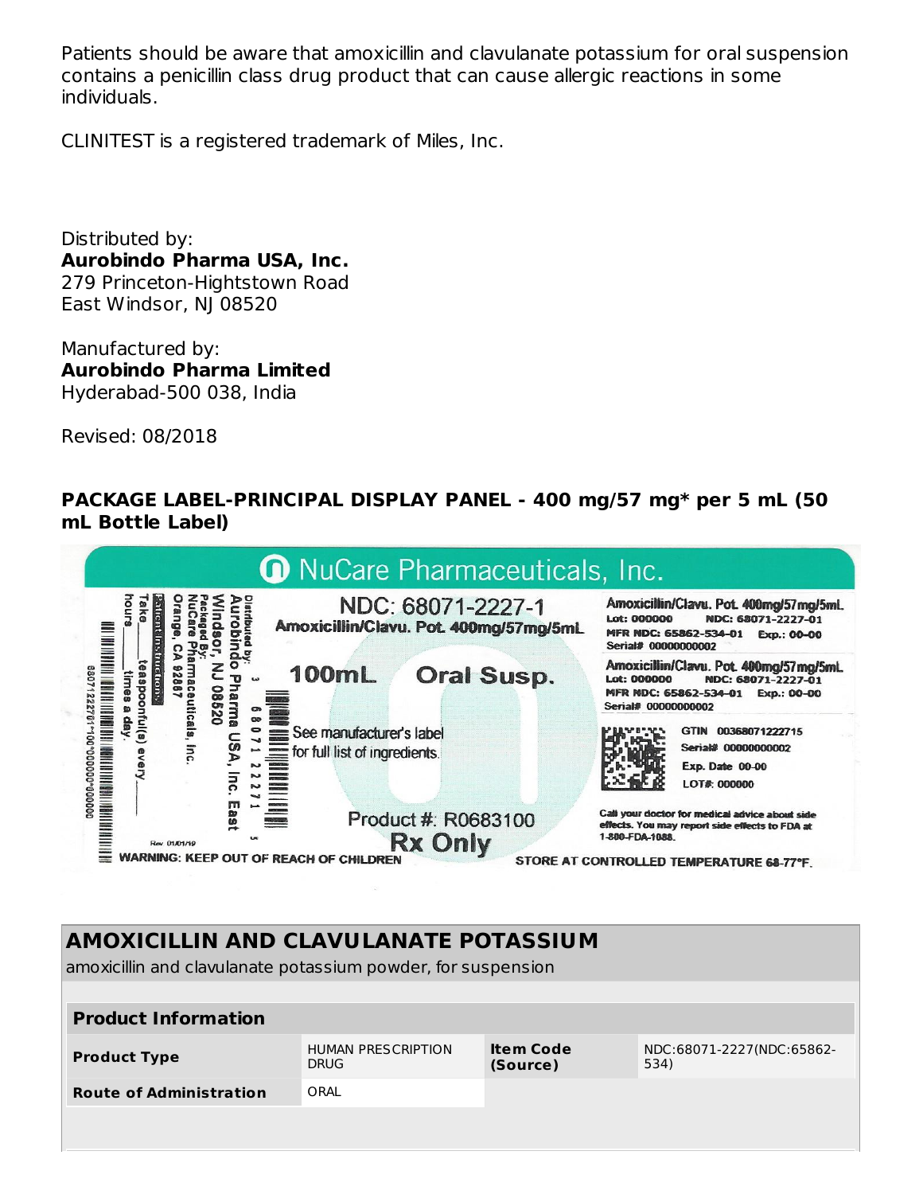Patients should be aware that amoxicillin and clavulanate potassium for oral suspension contains a penicillin class drug product that can cause allergic reactions in some individuals.

CLINITEST is a registered trademark of Miles, Inc.

Distributed by:
**Aurobindo Pharma USA, Inc.**
279 Princeton-Hightstown Road
East Windsor, NJ 08520

Manufactured by:
**Aurobindo Pharma Limited**
Hyderabad-500 038, India

Revised: 08/2018

**PACKAGE LABEL-PRINCIPAL DISPLAY PANEL - 400 mg/57 mg* per 5 mL (50 mL Bottle Label)**

NuCare Pharmaceuticals, Inc.

Distributed by: Aurobindo Pharma USA, Inc. East Windsor, NJ 08520
Packaged By: NuCare Pharmaceuticals, Inc. Orange, CA 92867

Patient Instructions: Take ____ teaspoonful(s) every ____ hours ____ times a day.

NDC: 68071-2227-1
Amoxicillin/Clavu. Pot. 400mg/57mg/5mL

100mL Oral Susp.

See manufacturer's label for full list of ingredients.

Product #: R0683100

Rx Only

Rev 01/01/19

WARNING: KEEP OUT OF REACH OF CHILDREN

Amoxicillin/Clavu. Pot. 400mg/57mg/5mL
Lot: 000000 NDC: 68071-2227-01
MFR NDC: 65862-534-01 Exp.: 00-00
Serial# 00000000002

Amoxicillin/Clavu. Pot. 400mg/57mg/5mL
Lot: 000000 NDC: 68071-2227-01
MFR NDC: 65862-534-01 Exp.: 00-00
Serial# 00000000002

GTIN 00368071222715
Serial# 00000000002
Exp. Date 00-00
LOT#: 000000

Call your doctor for medical advice about side effects. You may report side effects to FDA at 1-800-FDA-1088.

STORE AT CONTROLLED TEMPERATURE 68-77°F.

## AMOXICILLIN AND CLAVULANATE POTASSIUM

amoxicillin and clavulanate potassium powder, for suspension

| Product Information | | | |
|---|---|---|---|
| **Product Type** | HUMAN PRESCRIPTION DRUG | **Item Code (Source)** | NDC:68071-2227(NDC:65862-534) |
| **Route of Administration** | ORAL | | |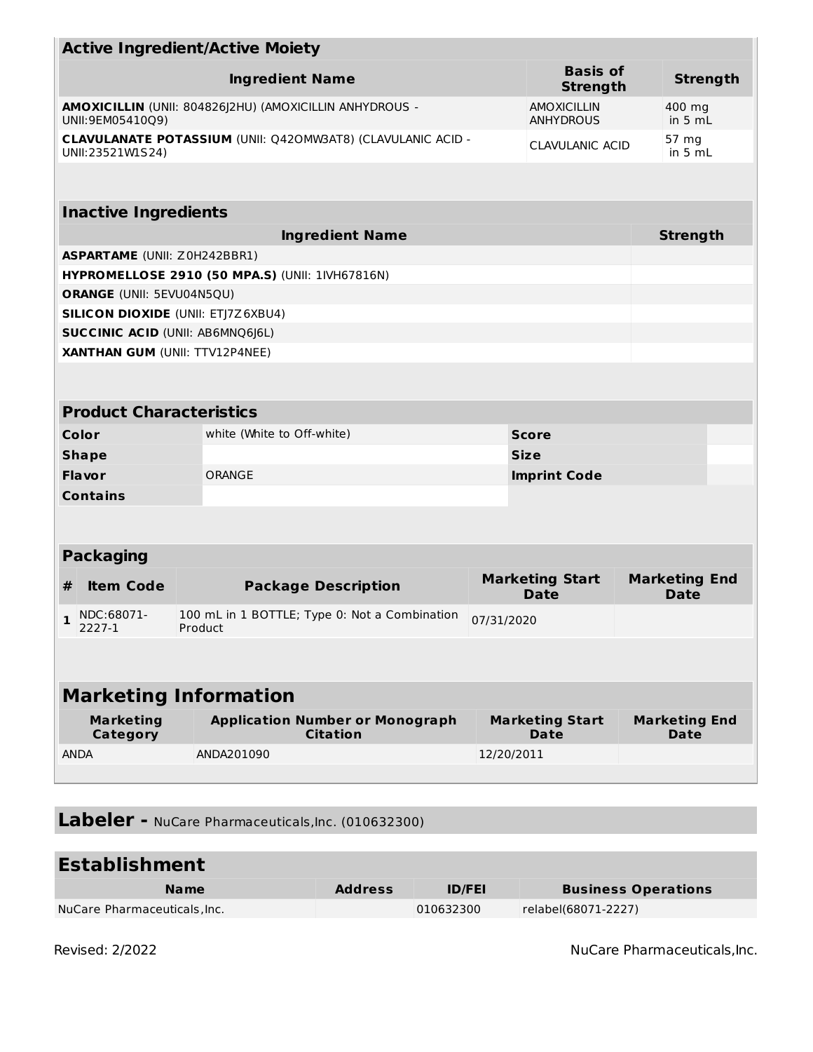| Active Ingredient/Active Moiety | | |
|---|---|---|
| **Ingredient Name** | **Basis of Strength** | **Strength** |
| **AMOXICILLIN** (UNII: 804826J2HU) (AMOXICILLIN ANHYDROUS - UNII:9EM05410Q9) | AMOXICILLIN ANHYDROUS | 400 mg in 5 mL |
| **CLAVULANATE POTASSIUM** (UNII: Q42OMW3AT8) (CLAVULANIC ACID - UNII:23521W1S24) | CLAVULANIC ACID | 57 mg in 5 mL |

| Inactive Ingredients | |
|---|---|
| **Ingredient Name** | **Strength** |
| **ASPARTAME** (UNII: Z0H242BBR1) | |
| **HYPROMELLOSE 2910 (50 MPA.S)** (UNII: 1IVH67816N) | |
| **ORANGE** (UNII: 5EVU04N5QU) | |
| **SILICON DIOXIDE** (UNII: ETJ7Z6XBU4) | |
| **SUCCINIC ACID** (UNII: AB6MNQ6J6L) | |
| **XANTHAN GUM** (UNII: TTV12P4NEE) | |

| Product Characteristics | | | |
|---|---|---|---|
| **Color** | white (White to Off-white) | **Score** | |
| **Shape** | | **Size** | |
| **Flavor** | ORANGE | **Imprint Code** | |
| **Contains** | | | |

| Packaging | | | | |
|---|---|---|---|---|
| **#** | **Item Code** | **Package Description** | **Marketing Start Date** | **Marketing End Date** |
| 1 | NDC:68071-2227-1 | 100 mL in 1 BOTTLE; Type 0: Not a Combination Product | 07/31/2020 | |

| Marketing Information | | | |
|---|---|---|---|
| **Marketing Category** | **Application Number or Monograph Citation** | **Marketing Start Date** | **Marketing End Date** |
| ANDA | ANDA201090 | 12/20/2011 | |

## Labeler - NuCare Pharmaceuticals,Inc. (010632300)

| Establishment | | | |
|---|---|---|---|
| **Name** | **Address** | **ID/FEI** | **Business Operations** |
| NuCare Pharmaceuticals,Inc. | | 010632300 | relabel(68071-2227) |

Revised: 2/2022

NuCare Pharmaceuticals,Inc.